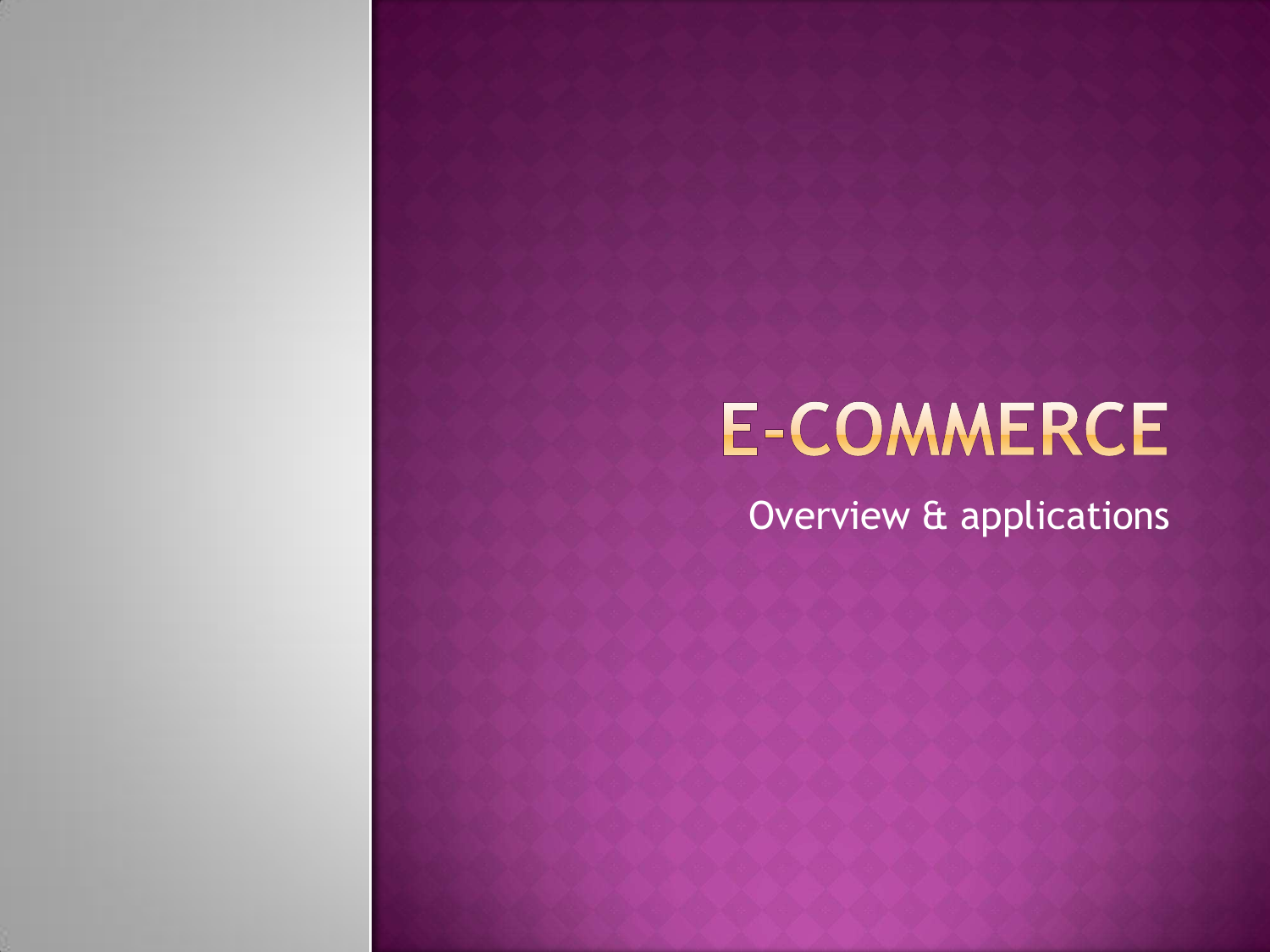# E-COMMERCE

Overview & applications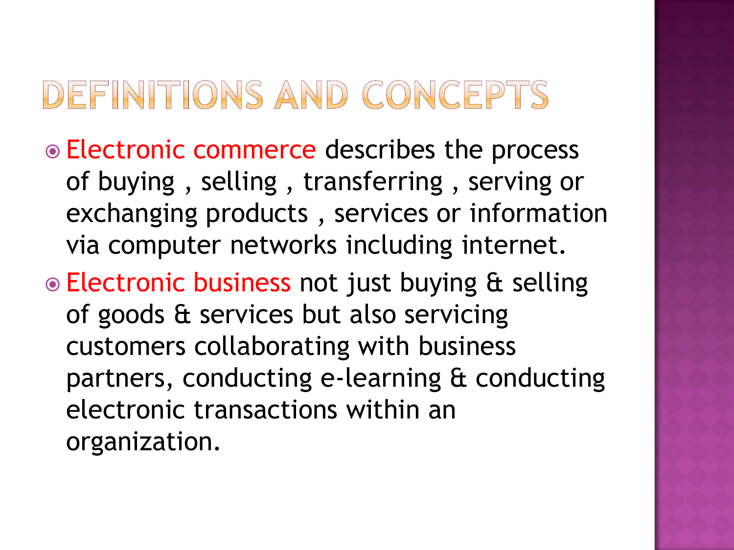# DEFINITIONS AND CONCEPTS

- Electronic commerce describes the process of buying , selling , transferring , serving or exchanging products , services or information via computer networks including internet.
- Electronic business not just buying & selling of goods & services but also servicing customers collaborating with business partners, conducting e-learning & conducting electronic transactions within an organization.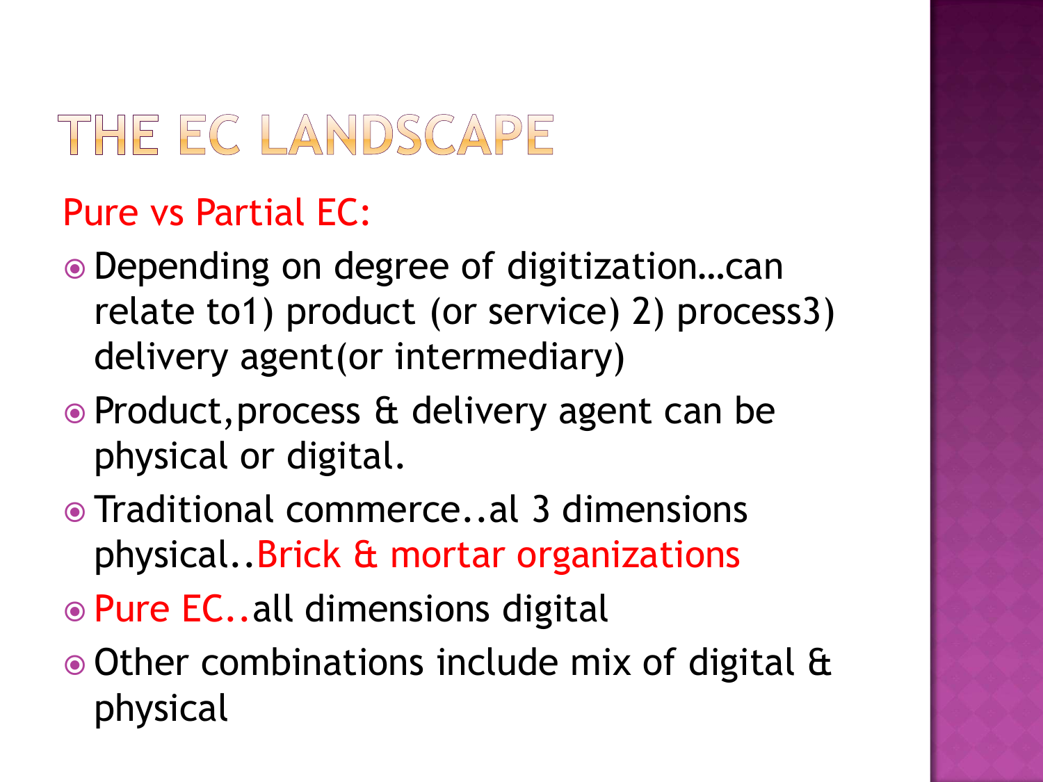# THE EC LANDSCAPE

Pure vs Partial EC:

- Depending on degree of digitization…can relate to1) product (or service) 2) process3) delivery agent(or intermediary)
- Product,process & delivery agent can be physical or digital.
- Traditional commerce..al 3 dimensions physical..Brick & mortar organizations
- Pure EC..all dimensions digital
- Other combinations include mix of digital & physical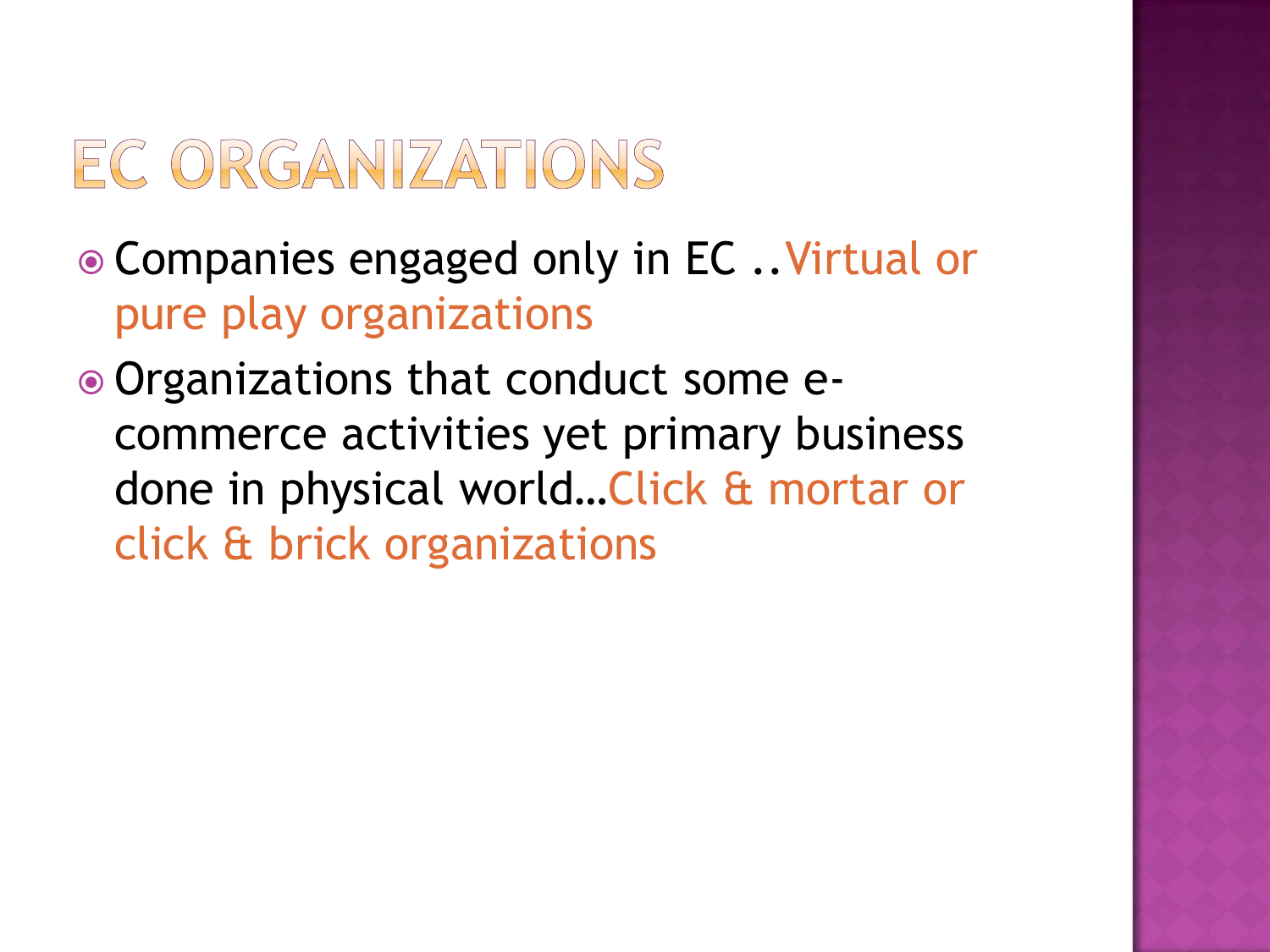# EC ORGANIZATIONS

- Companies engaged only in EC ..Virtual or pure play organizations
- Organizations that conduct some e-commerce activities yet primary business done in physical world…Click & mortar or click & brick organizations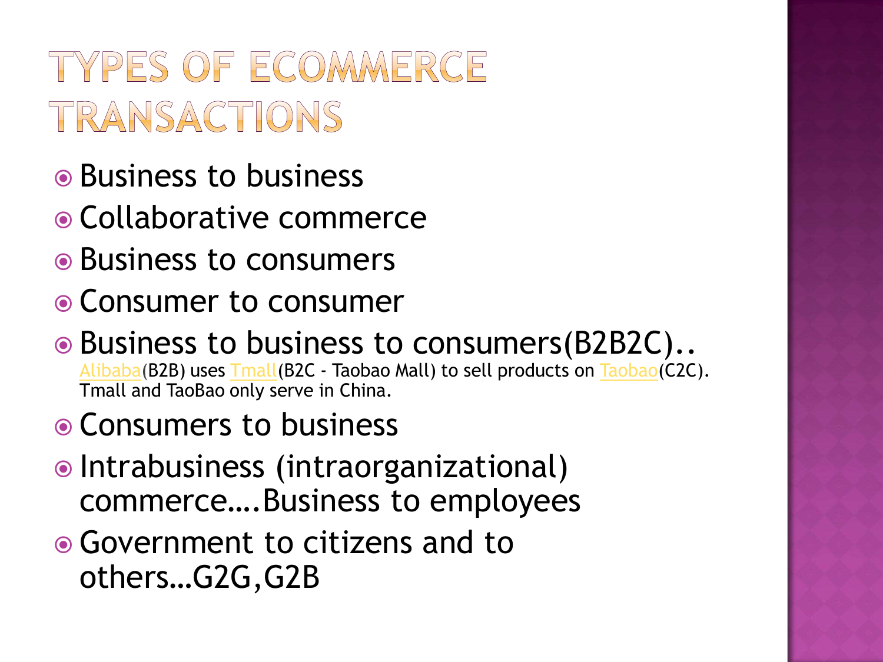# TYPES OF ECOMMERCE TRANSACTIONS

- Business to business
- Collaborative commerce
- Business to consumers
- Consumer to consumer
- Business to business to consumers(B2B2C).. Alibaba(B2B) uses Tmall(B2C - Taobao Mall) to sell products on Taobao(C2C). Tmall and TaoBao only serve in China.
- Consumers to business
- Intrabusiness (intraorganizational) commerce….Business to employees
- Government to citizens and to others…G2G,G2B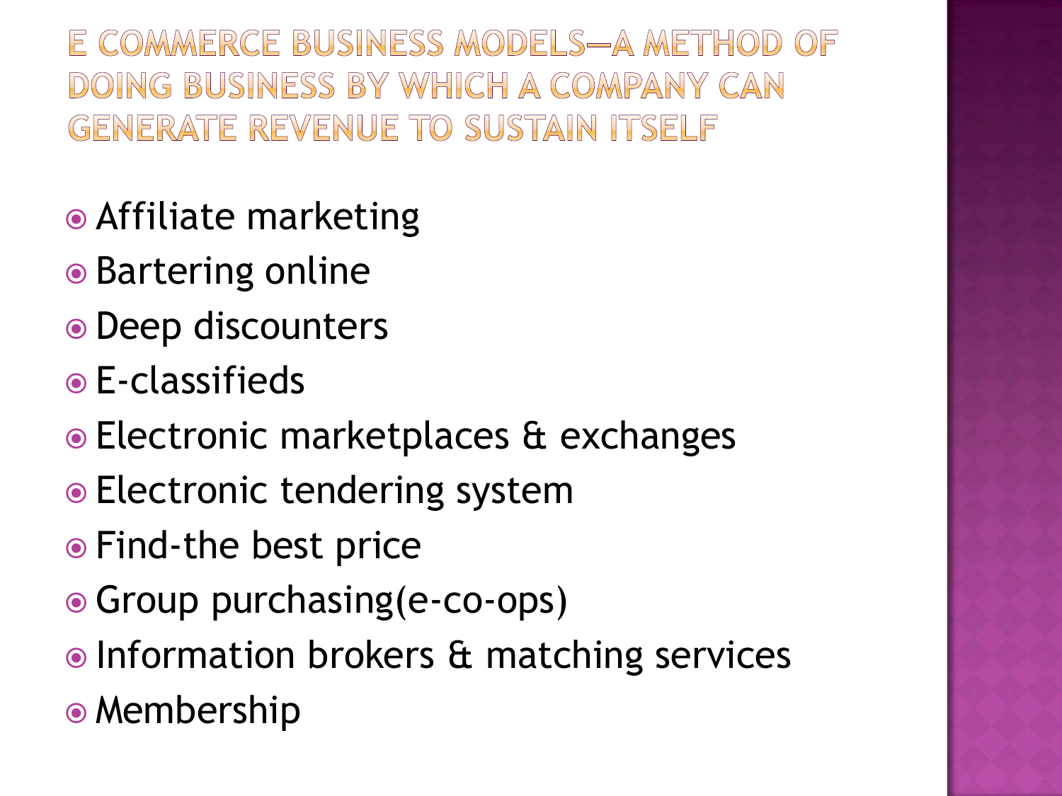# E COMMERCE BUSINESS MODELS—A METHOD OF DOING BUSINESS BY WHICH A COMPANY CAN GENERATE REVENUE TO SUSTAIN ITSELF

- Affiliate marketing
- Bartering online
- Deep discounters
- E-classifieds
- Electronic marketplaces & exchanges
- Electronic tendering system
- Find-the best price
- Group purchasing(e-co-ops)
- Information brokers & matching services
- Membership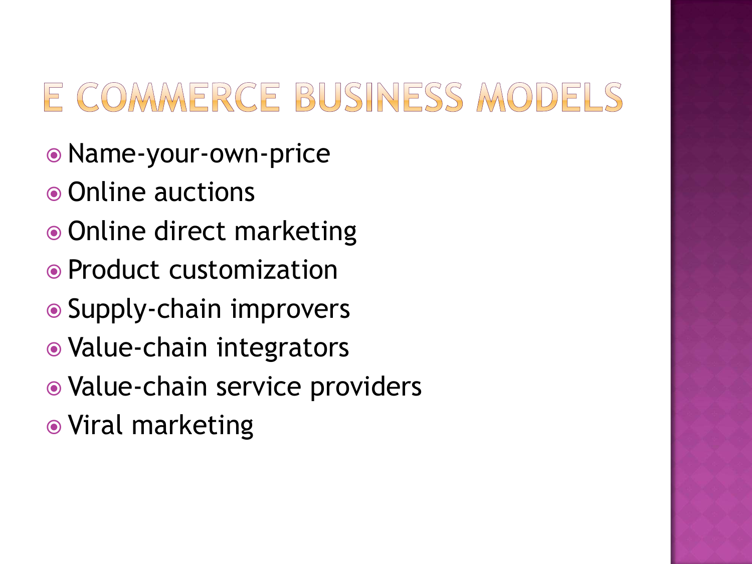# E COMMERCE BUSINESS MODELS

- Name-your-own-price
- Online auctions
- Online direct marketing
- Product customization
- Supply-chain improvers
- Value-chain integrators
- Value-chain service providers
- Viral marketing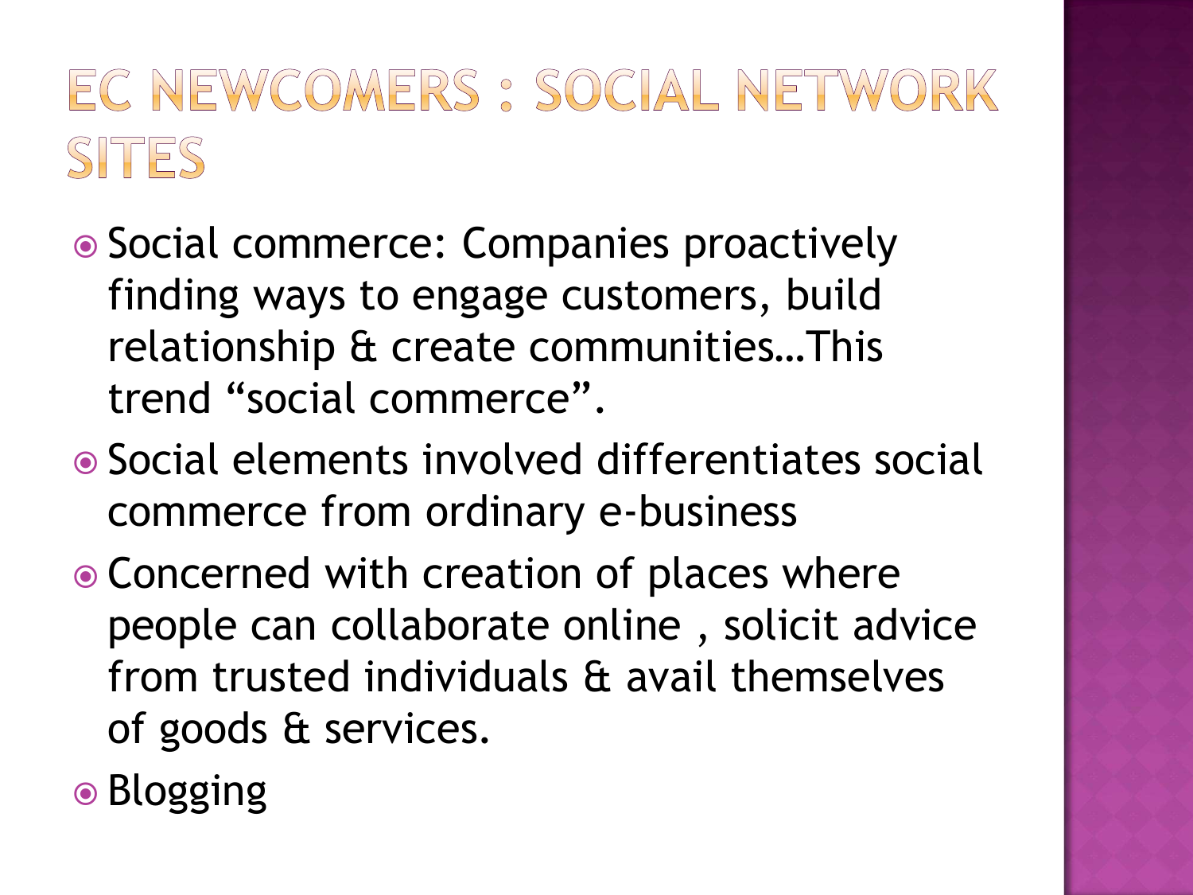# EC NEWCOMERS : SOCIAL NETWORK SITES

- Social commerce: Companies proactively finding ways to engage customers, build relationship & create communities…This trend “social commerce”.
- Social elements involved differentiates social commerce from ordinary e-business
- Concerned with creation of places where people can collaborate online , solicit advice from trusted individuals & avail themselves of goods & services.
- Blogging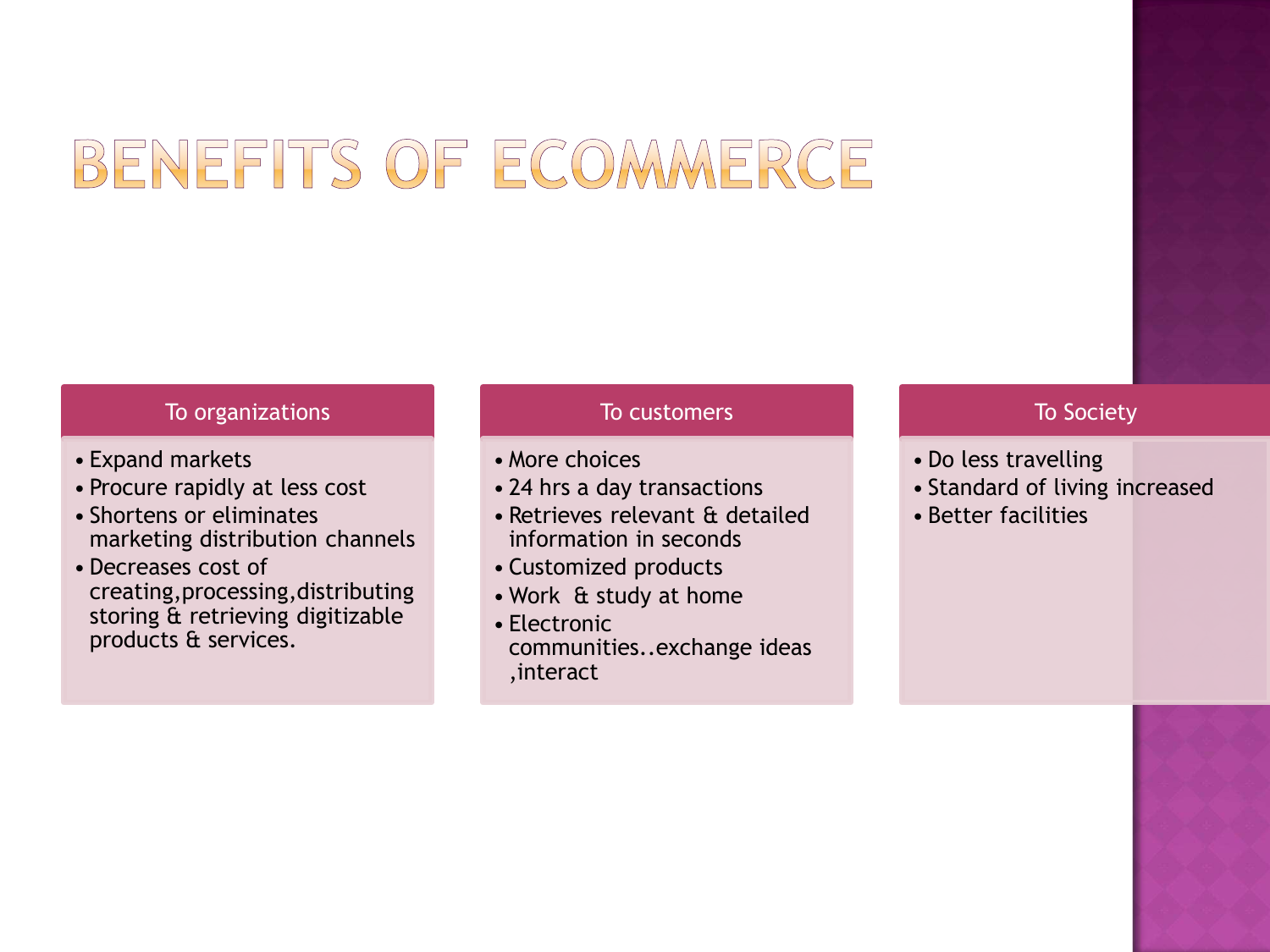# BENEFITS OF ECOMMERCE

### To organizations

- Expand markets
- Procure rapidly at less cost
- Shortens or eliminates marketing distribution channels
- Decreases cost of creating,processing,distributing storing & retrieving digitizable products & services.

### To customers

- More choices
- 24 hrs a day transactions
- Retrieves relevant & detailed information in seconds
- Customized products
- Work & study at home
- Electronic communities..exchange ideas ,interact

### To Society

- Do less travelling
- Standard of living increased
- Better facilities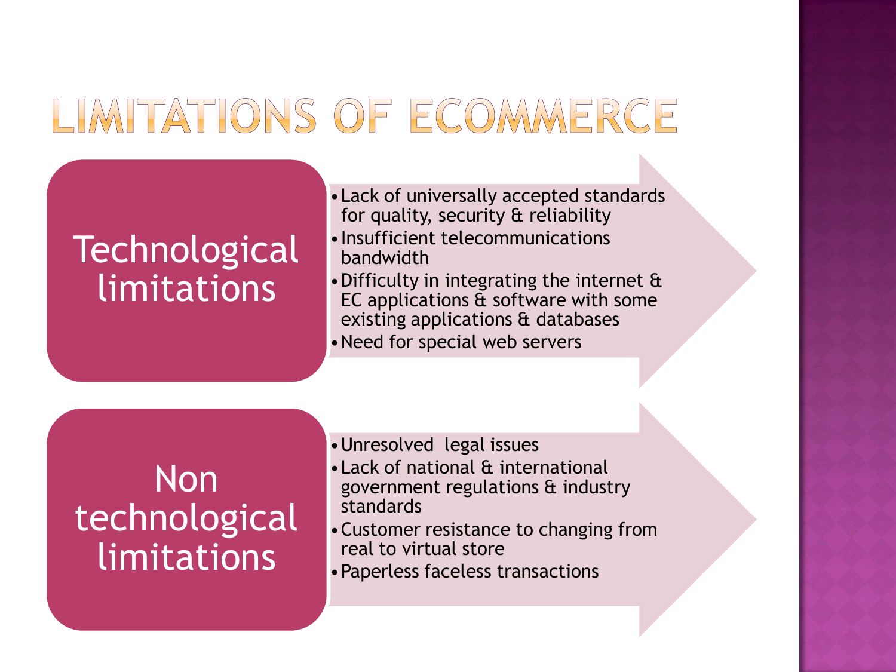# LIMITATIONS OF ECOMMERCE

## Technological limitations

- Lack of universally accepted standards for quality, security & reliability
- Insufficient telecommunications bandwidth
- Difficulty in integrating the internet & EC applications & software with some existing applications & databases
- Need for special web servers

## Non technological limitations

- Unresolved legal issues
- Lack of national & international government regulations & industry standards
- Customer resistance to changing from real to virtual store
- Paperless faceless transactions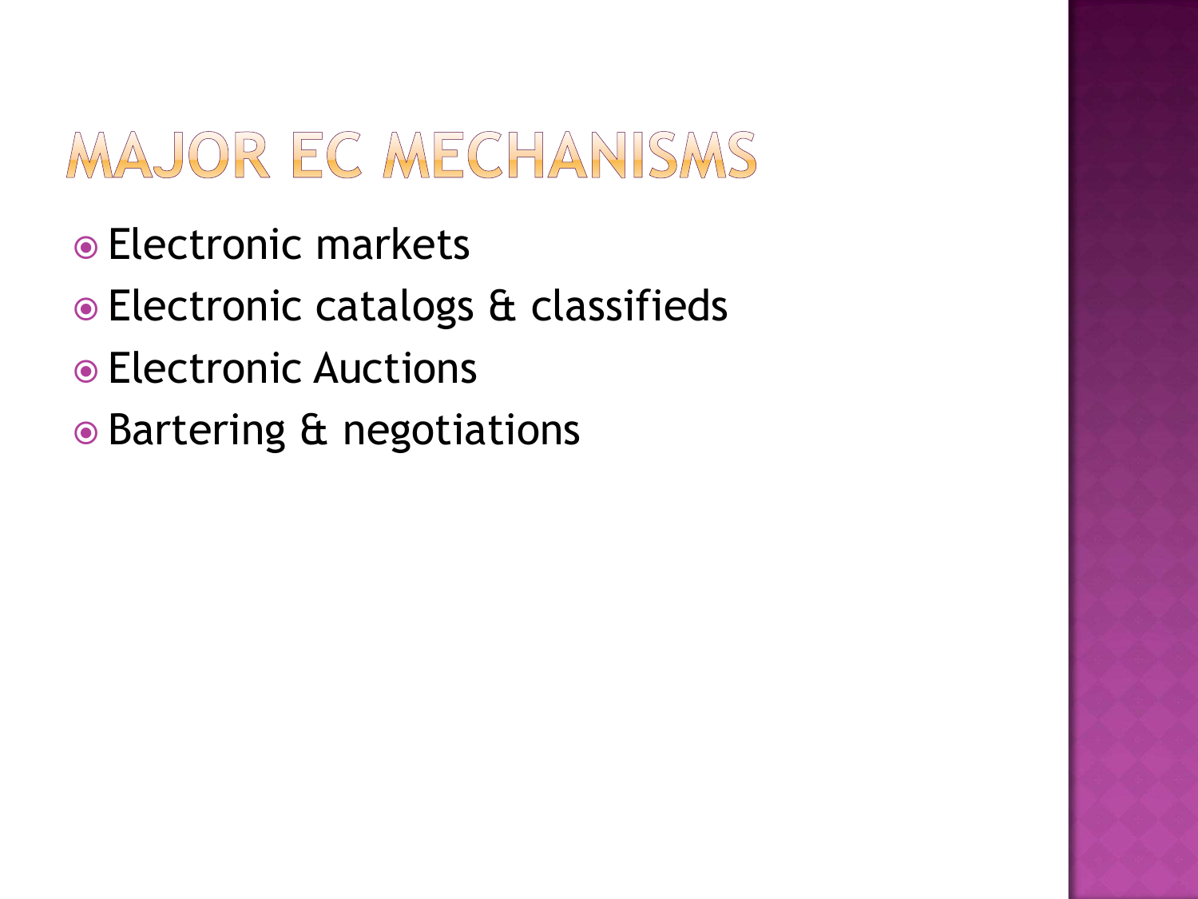# MAJOR EC MECHANISMS

- Electronic markets
- Electronic catalogs & classifieds
- Electronic Auctions
- Bartering & negotiations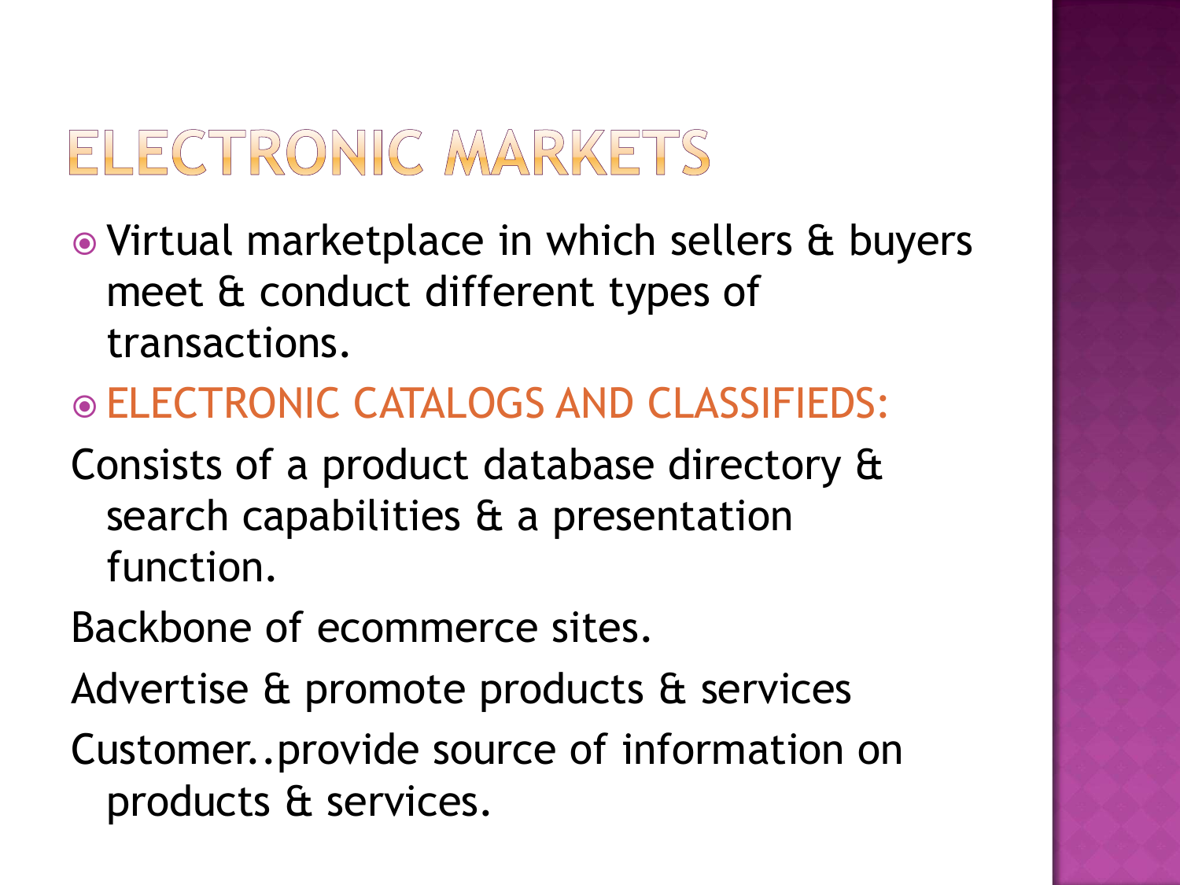# ELECTRONIC MARKETS

- Virtual marketplace in which sellers & buyers meet & conduct different types of transactions.
- ELECTRONIC CATALOGS AND CLASSIFIEDS:

Consists of a product database directory & search capabilities & a presentation function.

Backbone of ecommerce sites.

Advertise & promote products & services

Customer..provide source of information on products & services.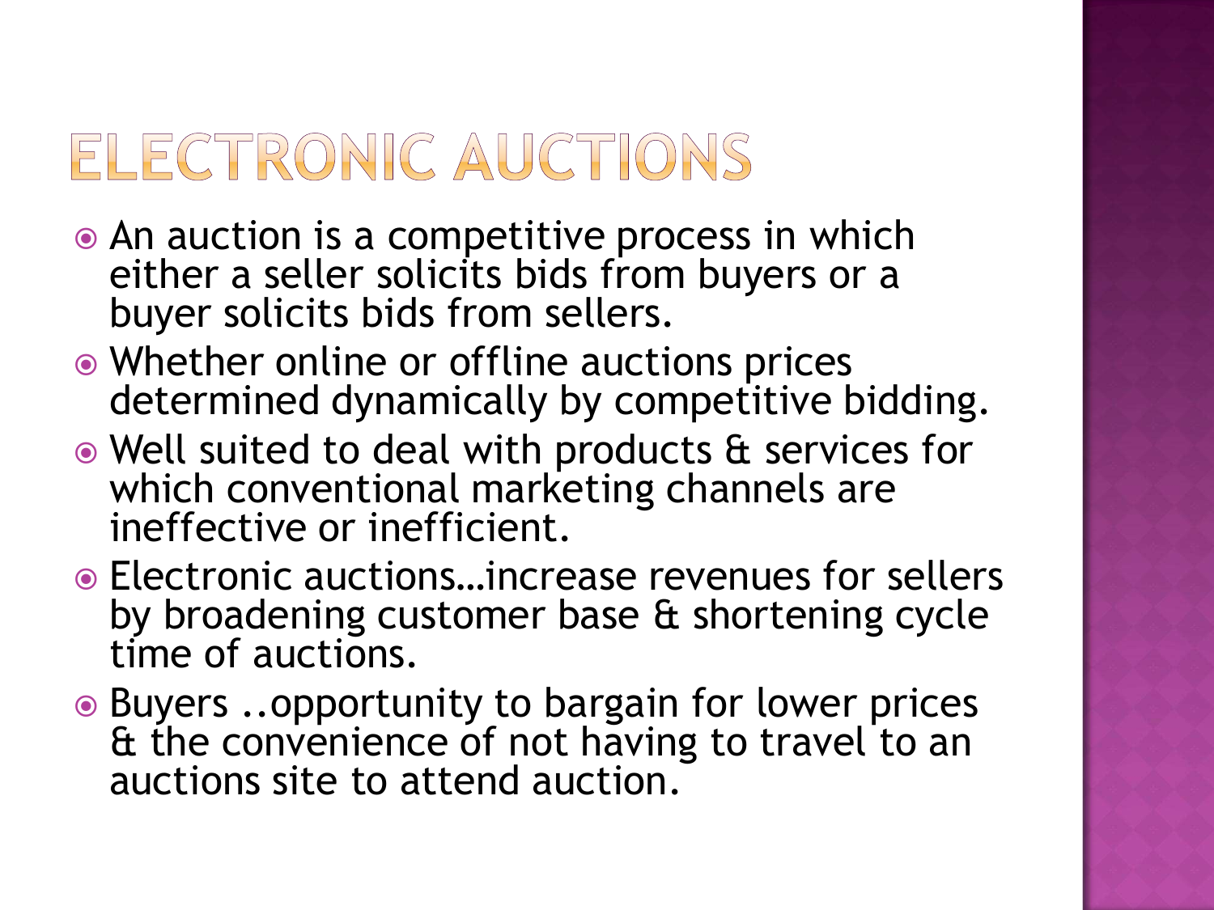# ELECTRONIC AUCTIONS

- An auction is a competitive process in which either a seller solicits bids from buyers or a buyer solicits bids from sellers.
- Whether online or offline auctions prices determined dynamically by competitive bidding.
- Well suited to deal with products & services for which conventional marketing channels are ineffective or inefficient.
- Electronic auctions…increase revenues for sellers by broadening customer base & shortening cycle time of auctions.
- Buyers ..opportunity to bargain for lower prices & the convenience of not having to travel to an auctions site to attend auction.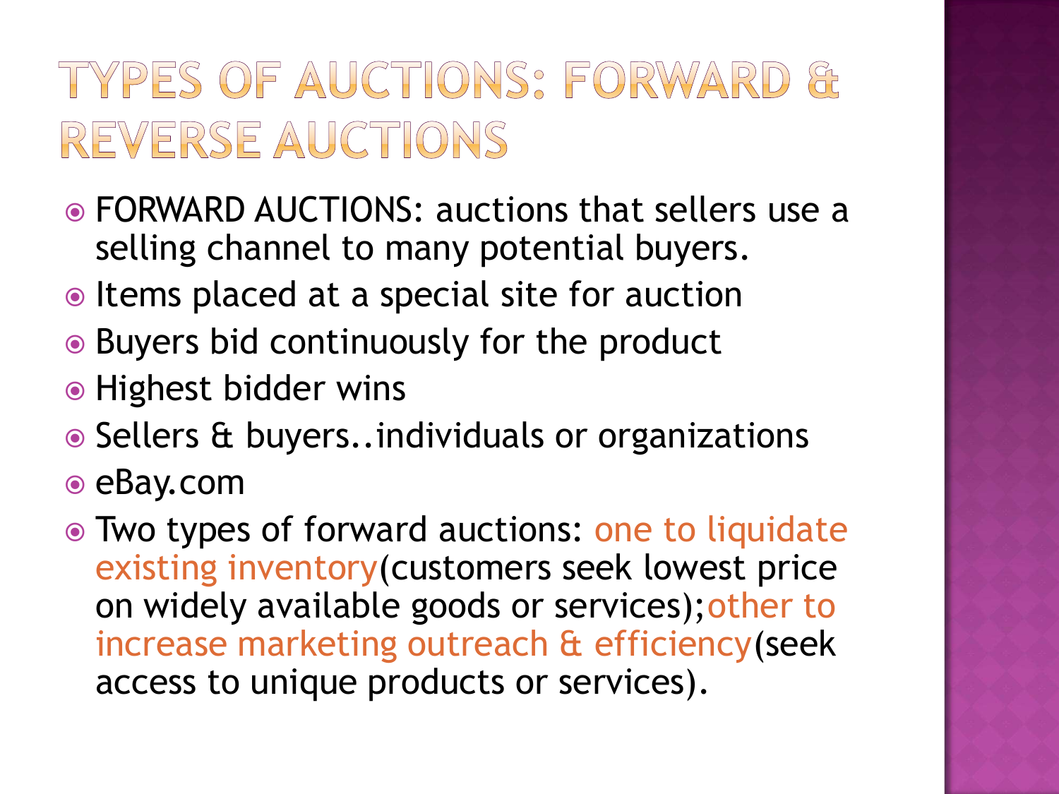# TYPES OF AUCTIONS: FORWARD & REVERSE AUCTIONS

- FORWARD AUCTIONS: auctions that sellers use a selling channel to many potential buyers.
- Items placed at a special site for auction
- Buyers bid continuously for the product
- Highest bidder wins
- Sellers & buyers..individuals or organizations
- eBay.com
- Two types of forward auctions: one to liquidate existing inventory(customers seek lowest price on widely available goods or services);other to increase marketing outreach & efficiency(seek access to unique products or services).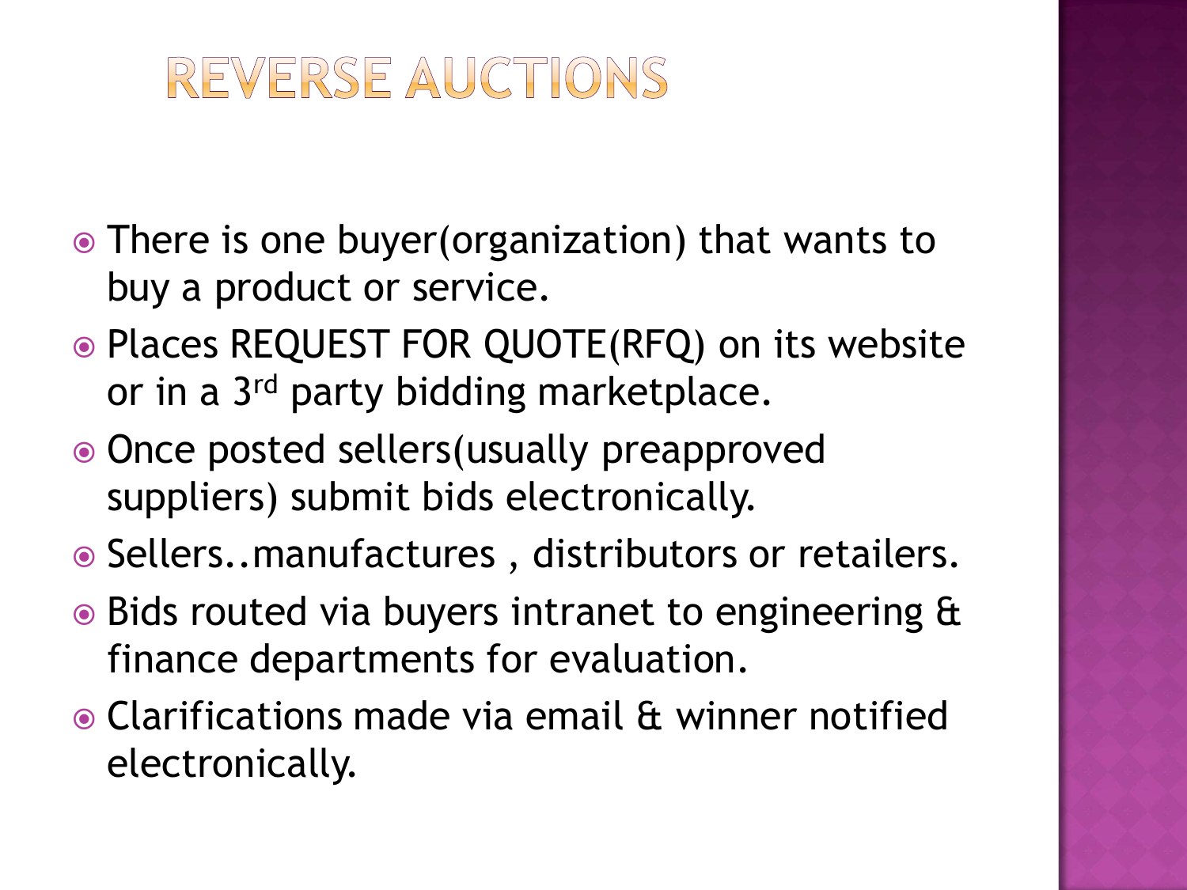# REVERSE AUCTIONS

- There is one buyer(organization) that wants to buy a product or service.
- Places REQUEST FOR QUOTE(RFQ) on its website or in a 3rd party bidding marketplace.
- Once posted sellers(usually preapproved suppliers) submit bids electronically.
- Sellers..manufactures , distributors or retailers.
- Bids routed via buyers intranet to engineering & finance departments for evaluation.
- Clarifications made via email & winner notified electronically.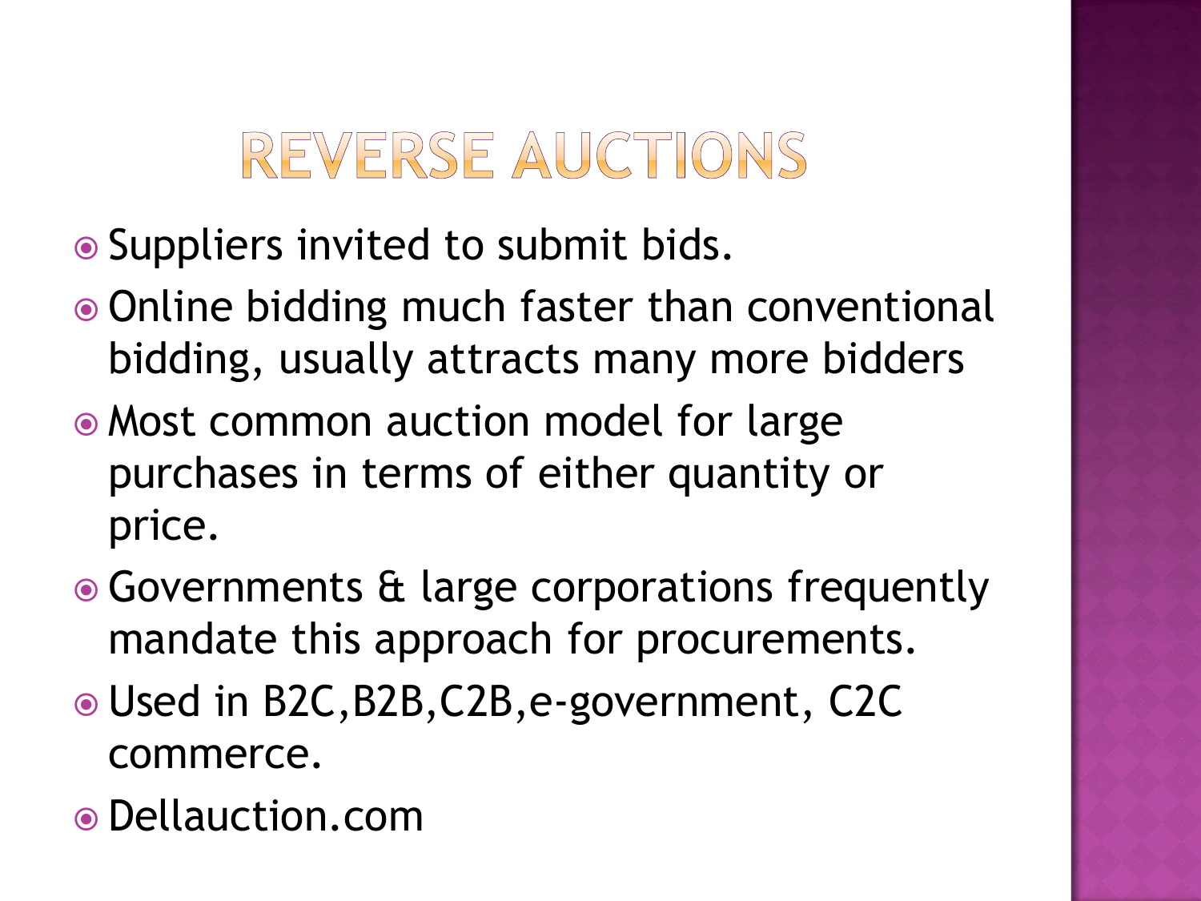# REVERSE AUCTIONS

- Suppliers invited to submit bids.
- Online bidding much faster than conventional bidding, usually attracts many more bidders
- Most common auction model for large purchases in terms of either quantity or price.
- Governments & large corporations frequently mandate this approach for procurements.
- Used in B2C,B2B,C2B,e-government, C2C commerce.
- Dellauction.com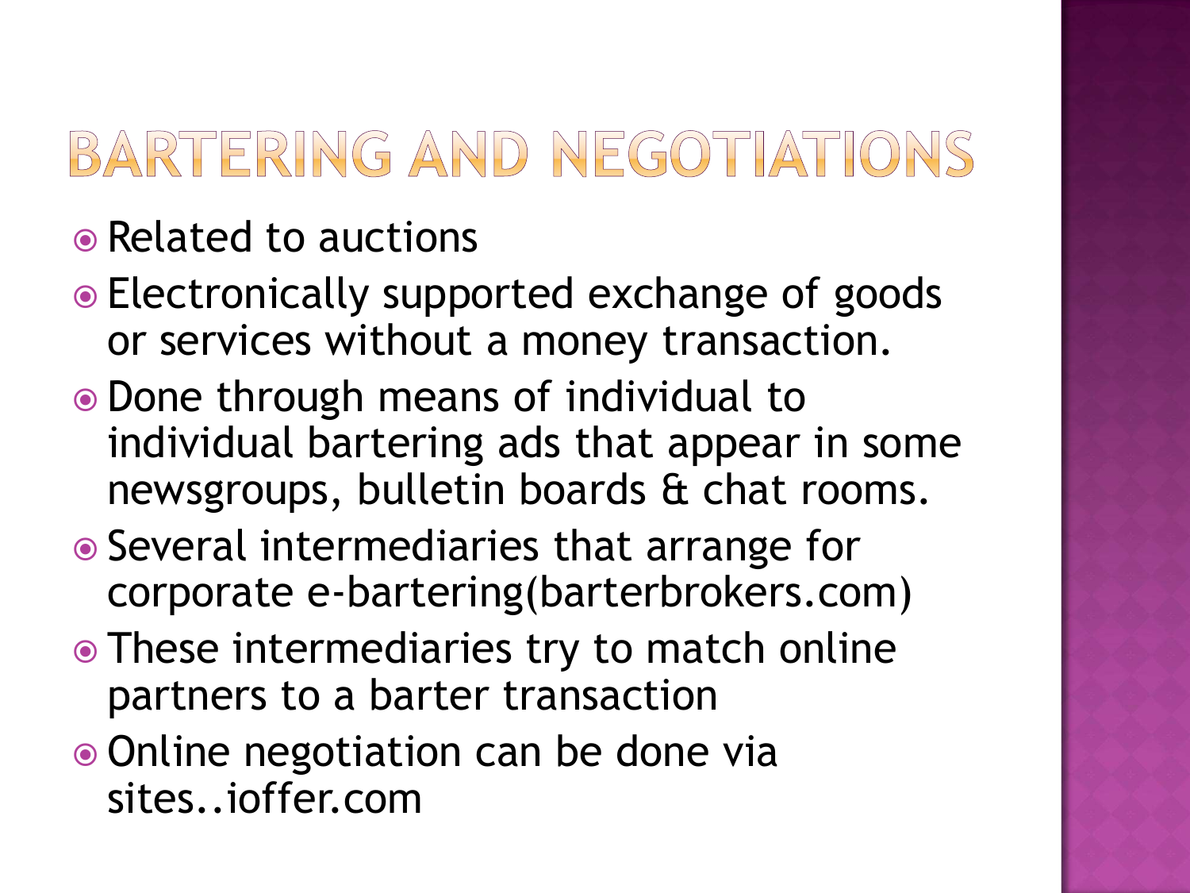# BARTERING AND NEGOTIATIONS

- Related to auctions
- Electronically supported exchange of goods or services without a money transaction.
- Done through means of individual to individual bartering ads that appear in some newsgroups, bulletin boards & chat rooms.
- Several intermediaries that arrange for corporate e-bartering(barterbrokers.com)
- These intermediaries try to match online partners to a barter transaction
- Online negotiation can be done via sites..ioffer.com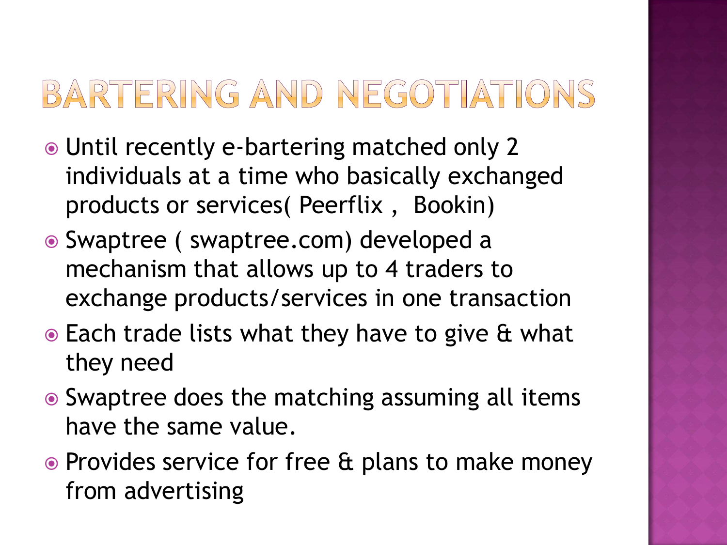# BARTERING AND NEGOTIATIONS

- Until recently e-bartering matched only 2 individuals at a time who basically exchanged products or services( Peerflix , Bookin)
- Swaptree ( swaptree.com) developed a mechanism that allows up to 4 traders to exchange products/services in one transaction
- Each trade lists what they have to give & what they need
- Swaptree does the matching assuming all items have the same value.
- Provides service for free & plans to make money from advertising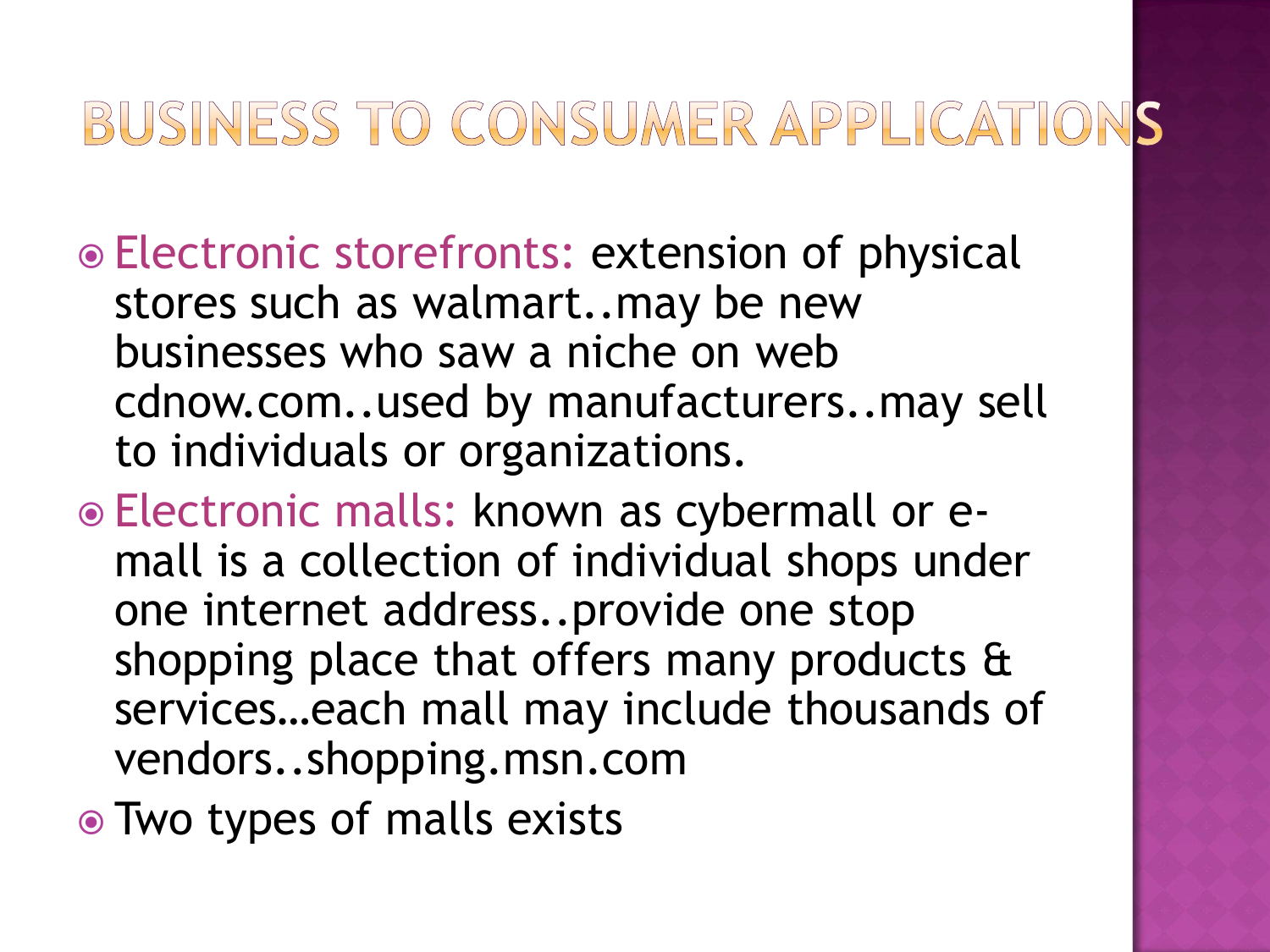# BUSINESS TO CONSUMER APPLICATIONS

- Electronic storefronts: extension of physical stores such as walmart..may be new businesses who saw a niche on web cdnow.com..used by manufacturers..may sell to individuals or organizations.
- Electronic malls: known as cybermall or e-mall is a collection of individual shops under one internet address..provide one stop shopping place that offers many products & services…each mall may include thousands of vendors..shopping.msn.com
- Two types of malls exists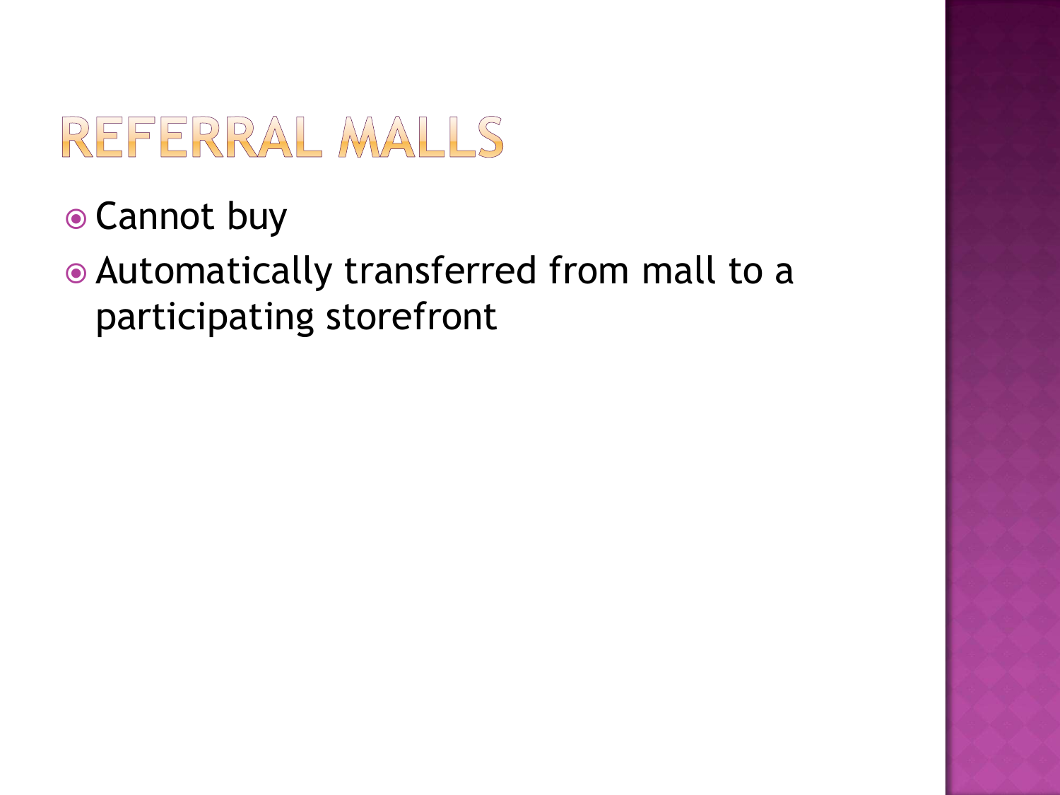# REFERRAL MALLS

- Cannot buy
- Automatically transferred from mall to a participating storefront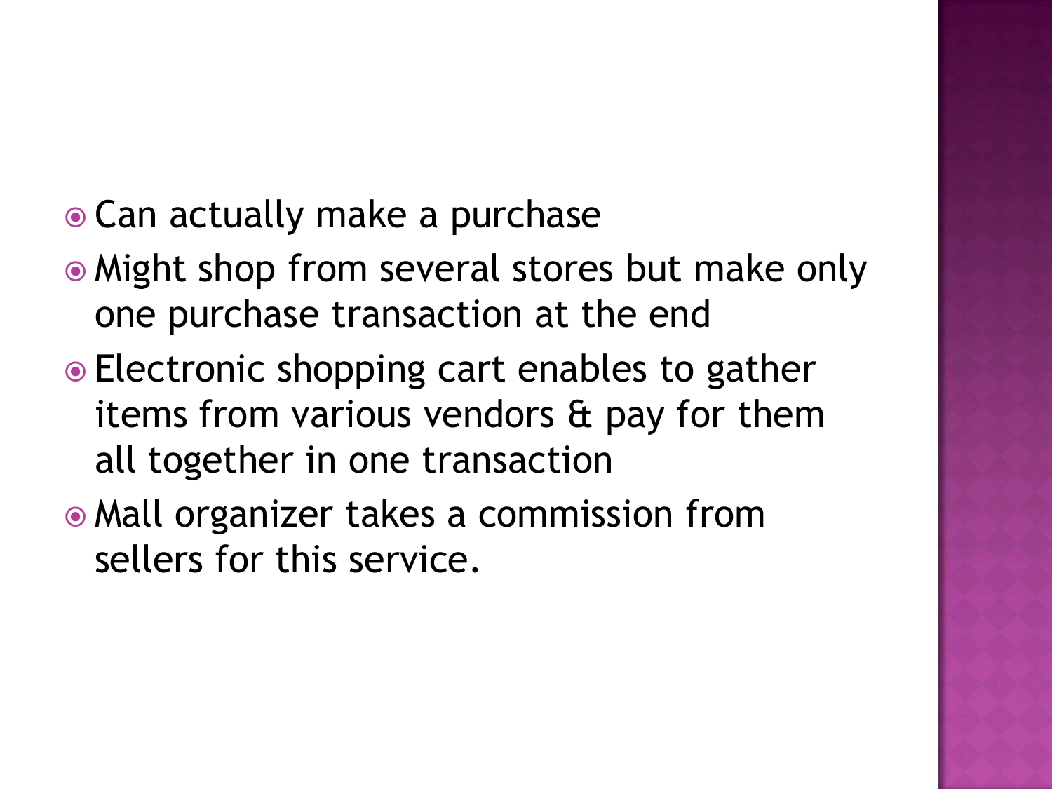- Can actually make a purchase
- Might shop from several stores but make only one purchase transaction at the end
- Electronic shopping cart enables to gather items from various vendors & pay for them all together in one transaction
- Mall organizer takes a commission from sellers for this service.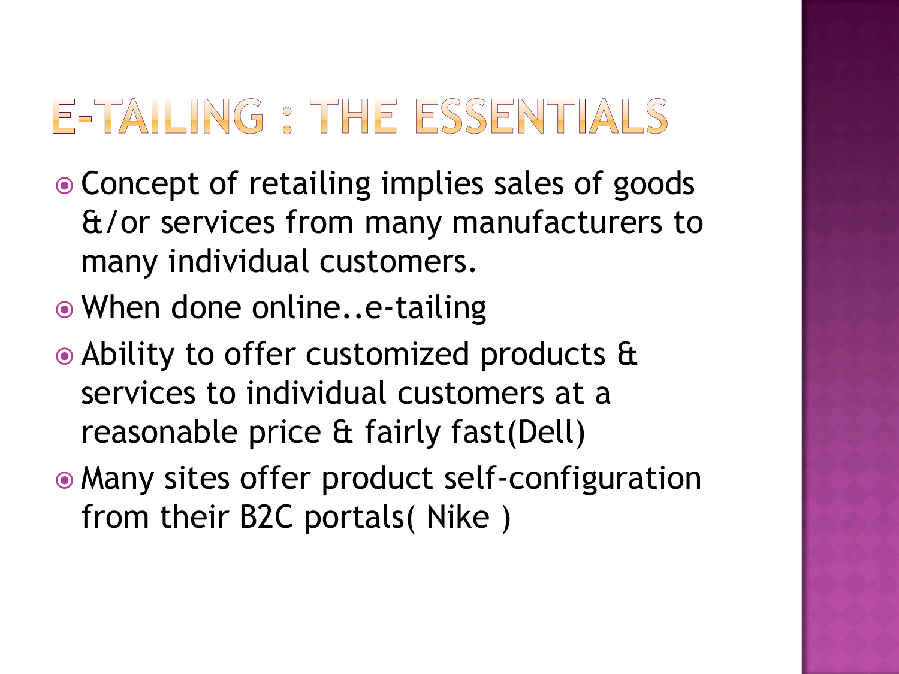# E-TAILING : THE ESSENTIALS

- Concept of retailing implies sales of goods &/or services from many manufacturers to many individual customers.
- When done online..e-tailing
- Ability to offer customized products & services to individual customers at a reasonable price & fairly fast(Dell)
- Many sites offer product self-configuration from their B2C portals( Nike )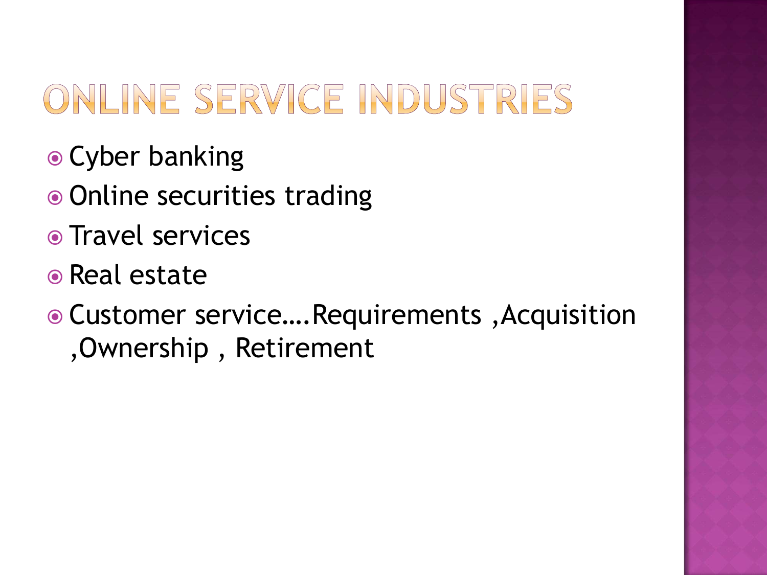# ONLINE SERVICE INDUSTRIES

- Cyber banking
- Online securities trading
- Travel services
- Real estate
- Customer service….Requirements ,Acquisition ,Ownership , Retirement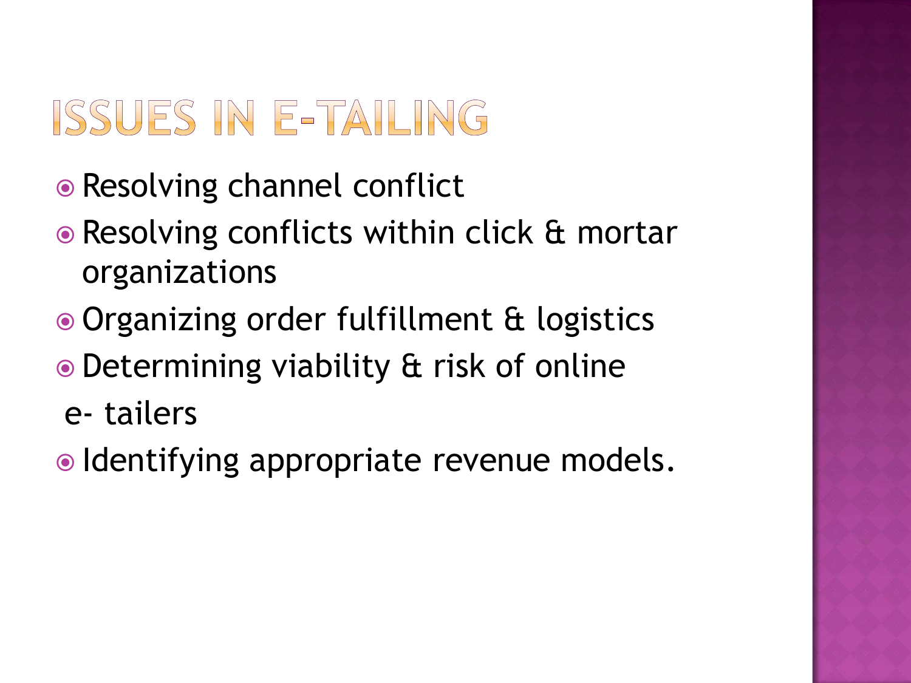# ISSUES IN E-TAILING

- Resolving channel conflict
- Resolving conflicts within click & mortar organizations
- Organizing order fulfillment & logistics
- Determining viability & risk of online e- tailers
- Identifying appropriate revenue models.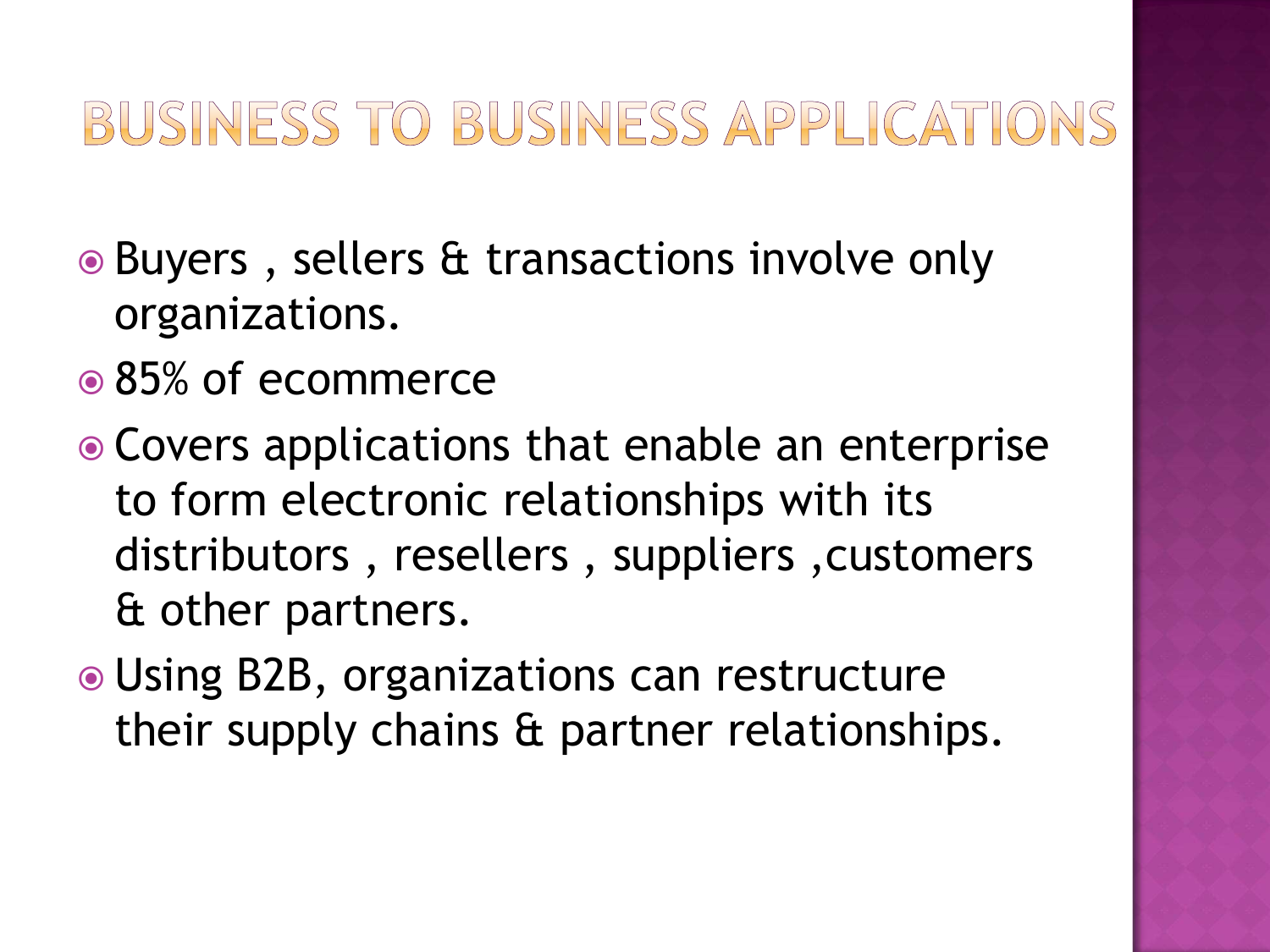# BUSINESS TO BUSINESS APPLICATIONS

- Buyers , sellers & transactions involve only organizations.
- 85% of ecommerce
- Covers applications that enable an enterprise to form electronic relationships with its distributors , resellers , suppliers ,customers & other partners.
- Using B2B, organizations can restructure their supply chains & partner relationships.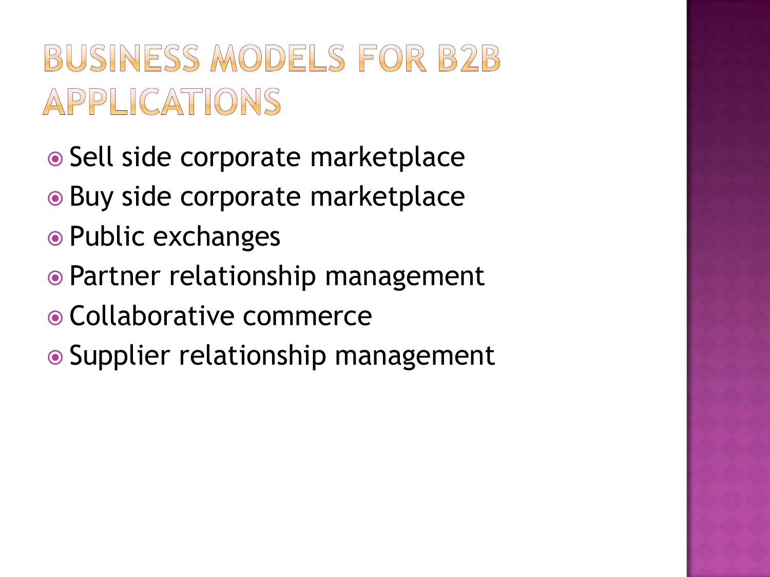# BUSINESS MODELS FOR B2B APPLICATIONS

- Sell side corporate marketplace
- Buy side corporate marketplace
- Public exchanges
- Partner relationship management
- Collaborative commerce
- Supplier relationship management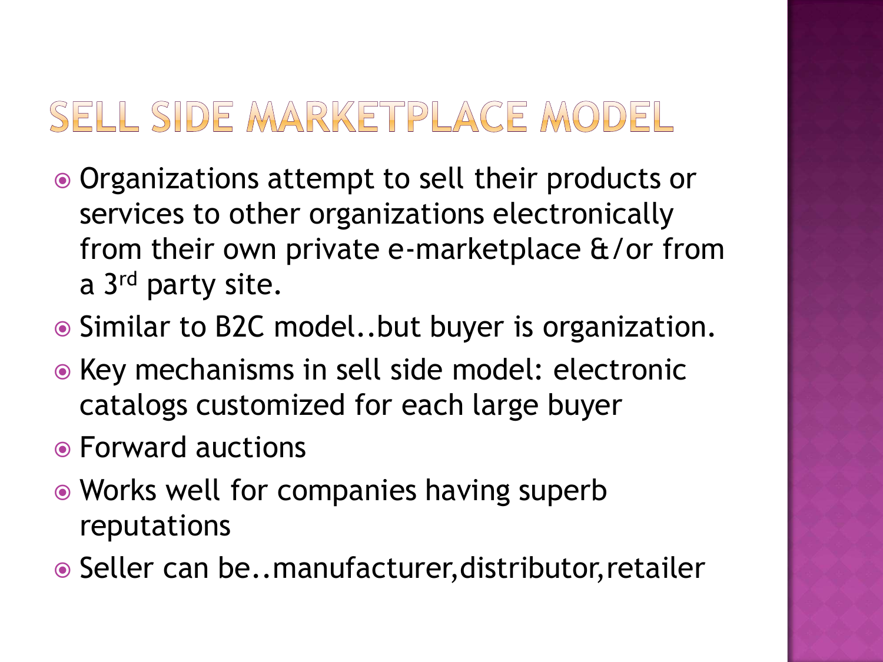# SELL SIDE MARKETPLACE MODEL

- Organizations attempt to sell their products or services to other organizations electronically from their own private e-marketplace &/or from a 3rd party site.
- Similar to B2C model..but buyer is organization.
- Key mechanisms in sell side model: electronic catalogs customized for each large buyer
- Forward auctions
- Works well for companies having superb reputations
- Seller can be..manufacturer,distributor,retailer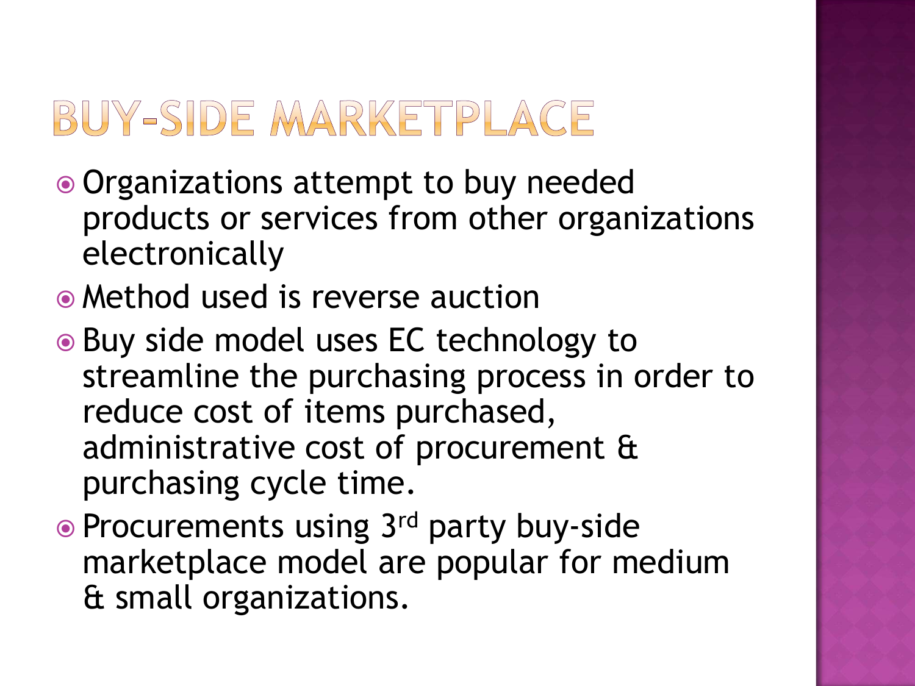# BUY-SIDE MARKETPLACE

- Organizations attempt to buy needed products or services from other organizations electronically
- Method used is reverse auction
- Buy side model uses EC technology to streamline the purchasing process in order to reduce cost of items purchased, administrative cost of procurement & purchasing cycle time.
- Procurements using 3rd party buy-side marketplace model are popular for medium & small organizations.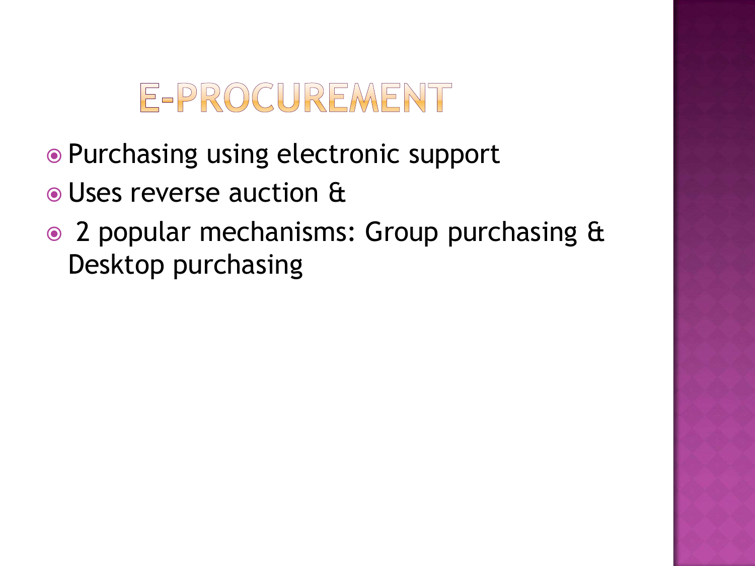# E-PROCUREMENT

- Purchasing using electronic support
- Uses reverse auction &
- 2 popular mechanisms: Group purchasing & Desktop purchasing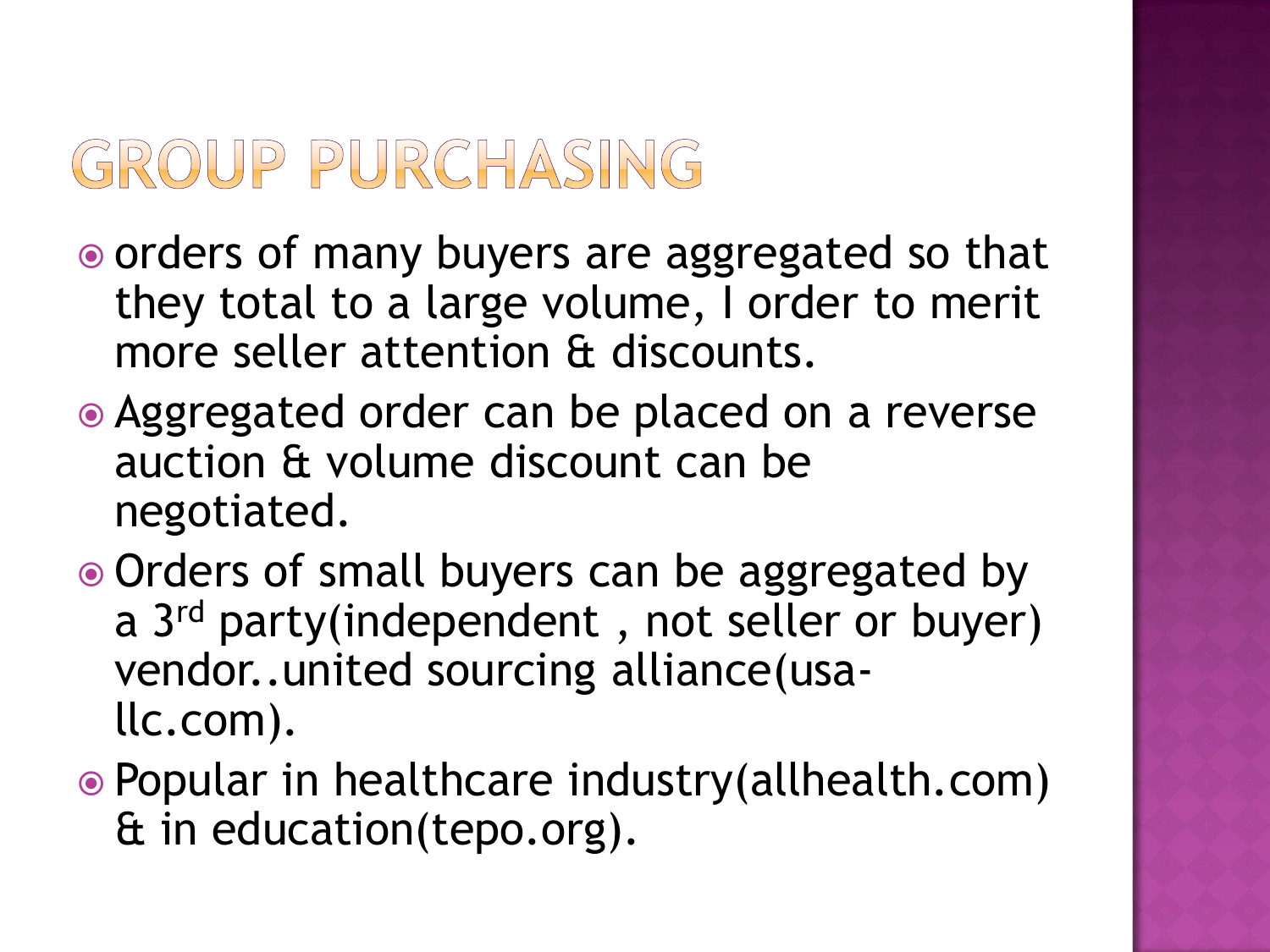# GROUP PURCHASING

- orders of many buyers are aggregated so that they total to a large volume, I order to merit more seller attention & discounts.
- Aggregated order can be placed on a reverse auction & volume discount can be negotiated.
- Orders of small buyers can be aggregated by a 3rd party(independent , not seller or buyer) vendor..united sourcing alliance(usa-llc.com).
- Popular in healthcare industry(allhealth.com) & in education(tepo.org).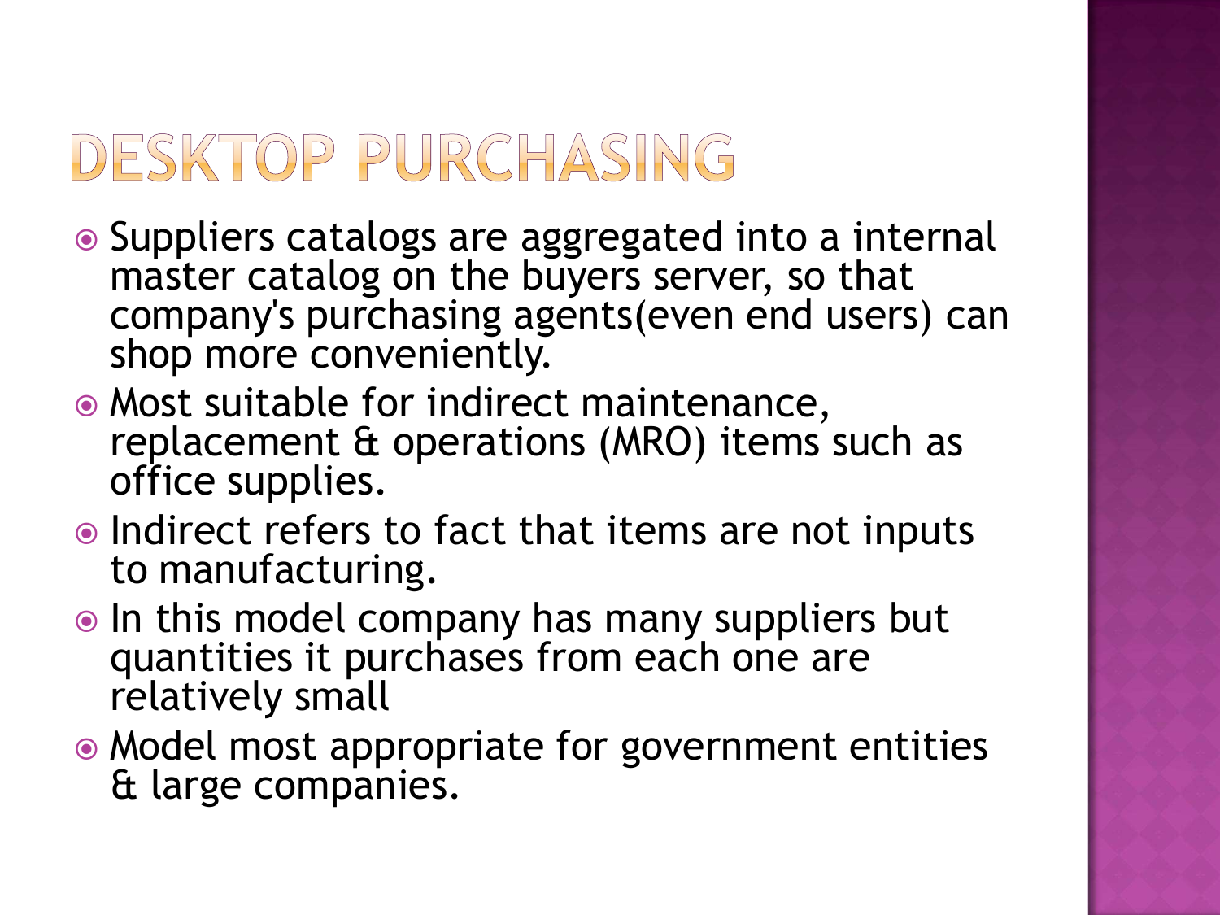# DESKTOP PURCHASING

- Suppliers catalogs are aggregated into a internal master catalog on the buyers server, so that company's purchasing agents(even end users) can shop more conveniently.
- Most suitable for indirect maintenance, replacement & operations (MRO) items such as office supplies.
- Indirect refers to fact that items are not inputs to manufacturing.
- In this model company has many suppliers but quantities it purchases from each one are relatively small
- Model most appropriate for government entities & large companies.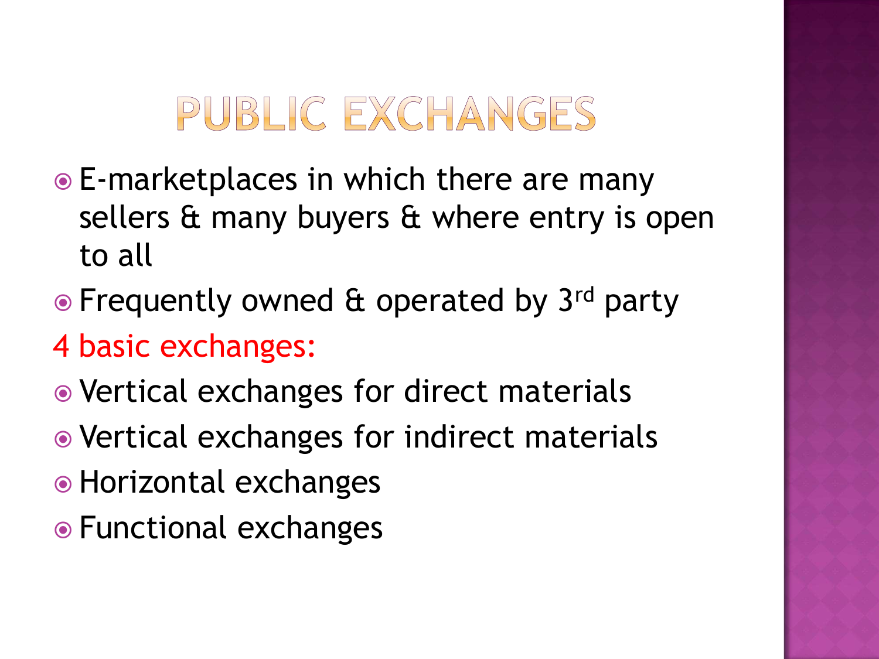# PUBLIC EXCHANGES

- E-marketplaces in which there are many sellers & many buyers & where entry is open to all
- Frequently owned & operated by 3rd party

4 basic exchanges:

- Vertical exchanges for direct materials
- Vertical exchanges for indirect materials
- Horizontal exchanges
- Functional exchanges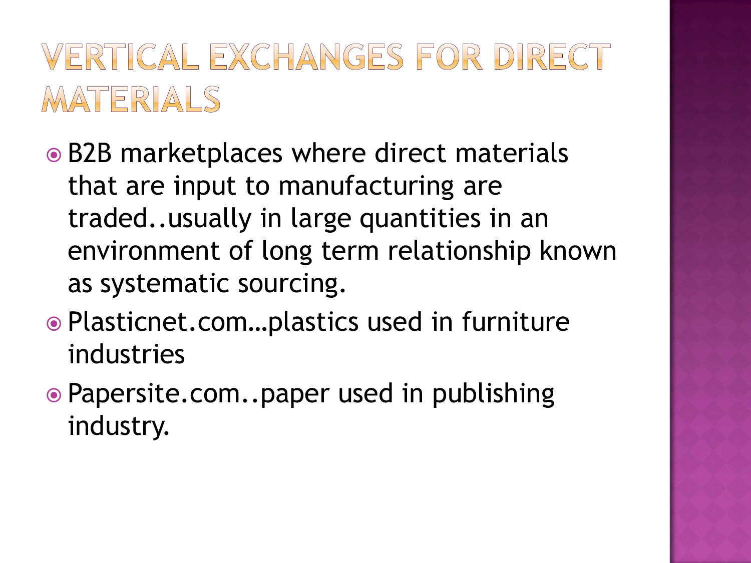# VERTICAL EXCHANGES FOR DIRECT MATERIALS

- B2B marketplaces where direct materials that are input to manufacturing are traded..usually in large quantities in an environment of long term relationship known as systematic sourcing.
- Plasticnet.com…plastics used in furniture industries
- Papersite.com..paper used in publishing industry.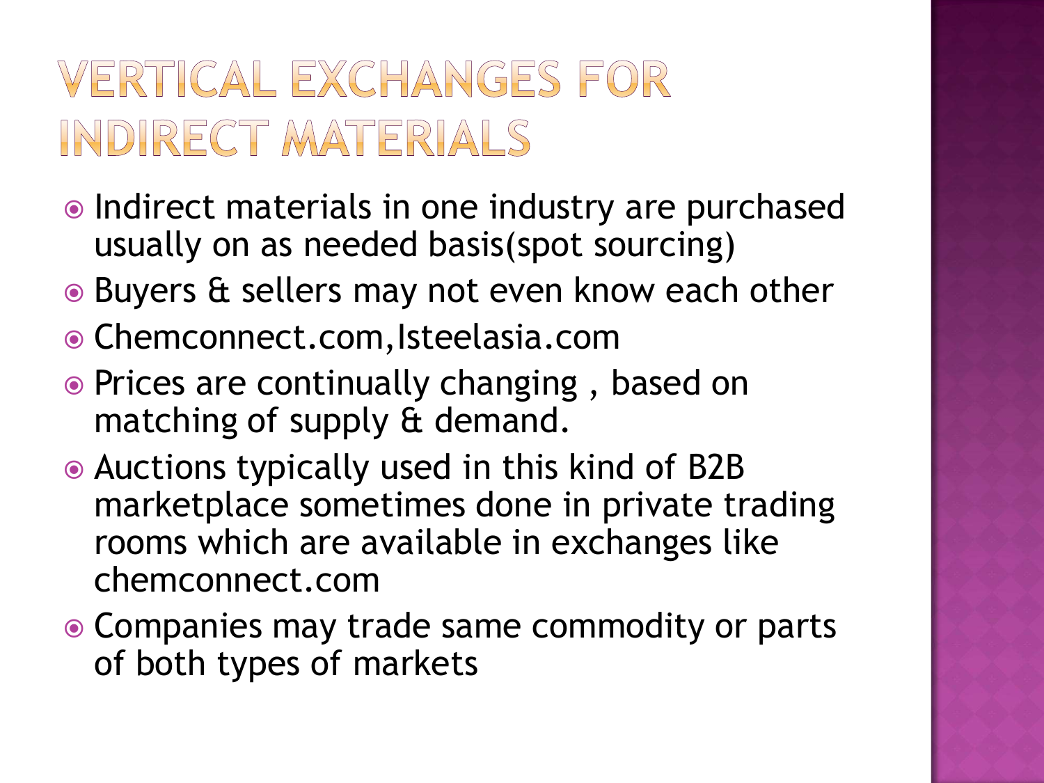# VERTICAL EXCHANGES FOR INDIRECT MATERIALS

- Indirect materials in one industry are purchased usually on as needed basis(spot sourcing)
- Buyers & sellers may not even know each other
- Chemconnect.com,Isteelasia.com
- Prices are continually changing , based on matching of supply & demand.
- Auctions typically used in this kind of B2B marketplace sometimes done in private trading rooms which are available in exchanges like chemconnect.com
- Companies may trade same commodity or parts of both types of markets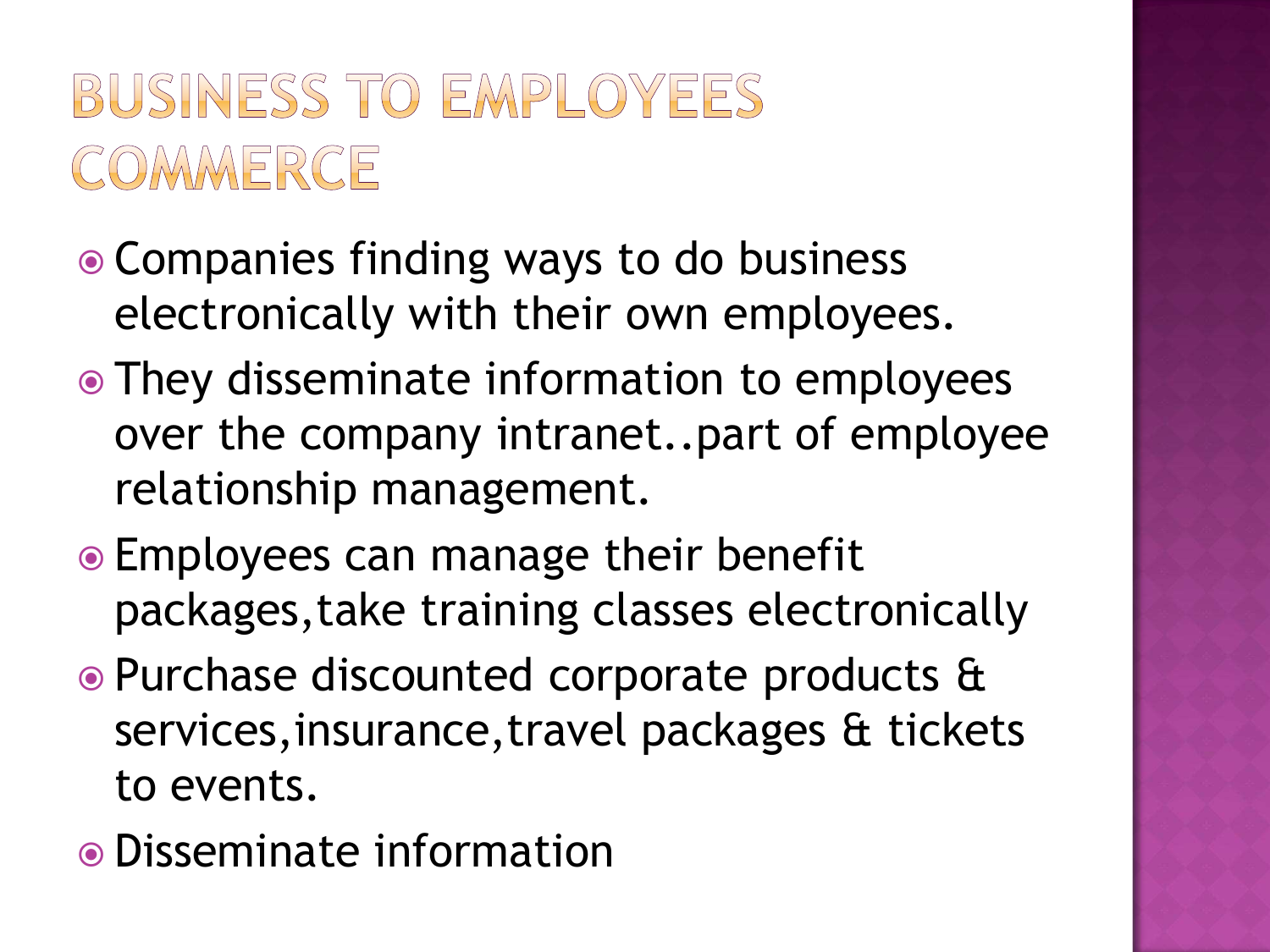# BUSINESS TO EMPLOYEES COMMERCE

- Companies finding ways to do business electronically with their own employees.
- They disseminate information to employees over the company intranet..part of employee relationship management.
- Employees can manage their benefit packages,take training classes electronically
- Purchase discounted corporate products & services,insurance,travel packages & tickets to events.
- Disseminate information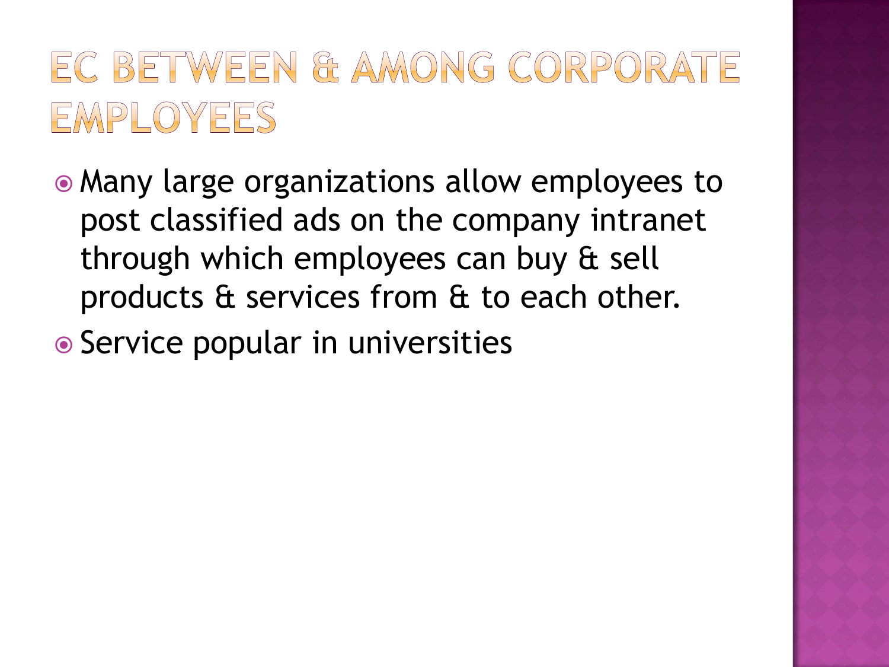# EC BETWEEN & AMONG CORPORATE EMPLOYEES

- Many large organizations allow employees to post classified ads on the company intranet through which employees can buy & sell products & services from & to each other.
- Service popular in universities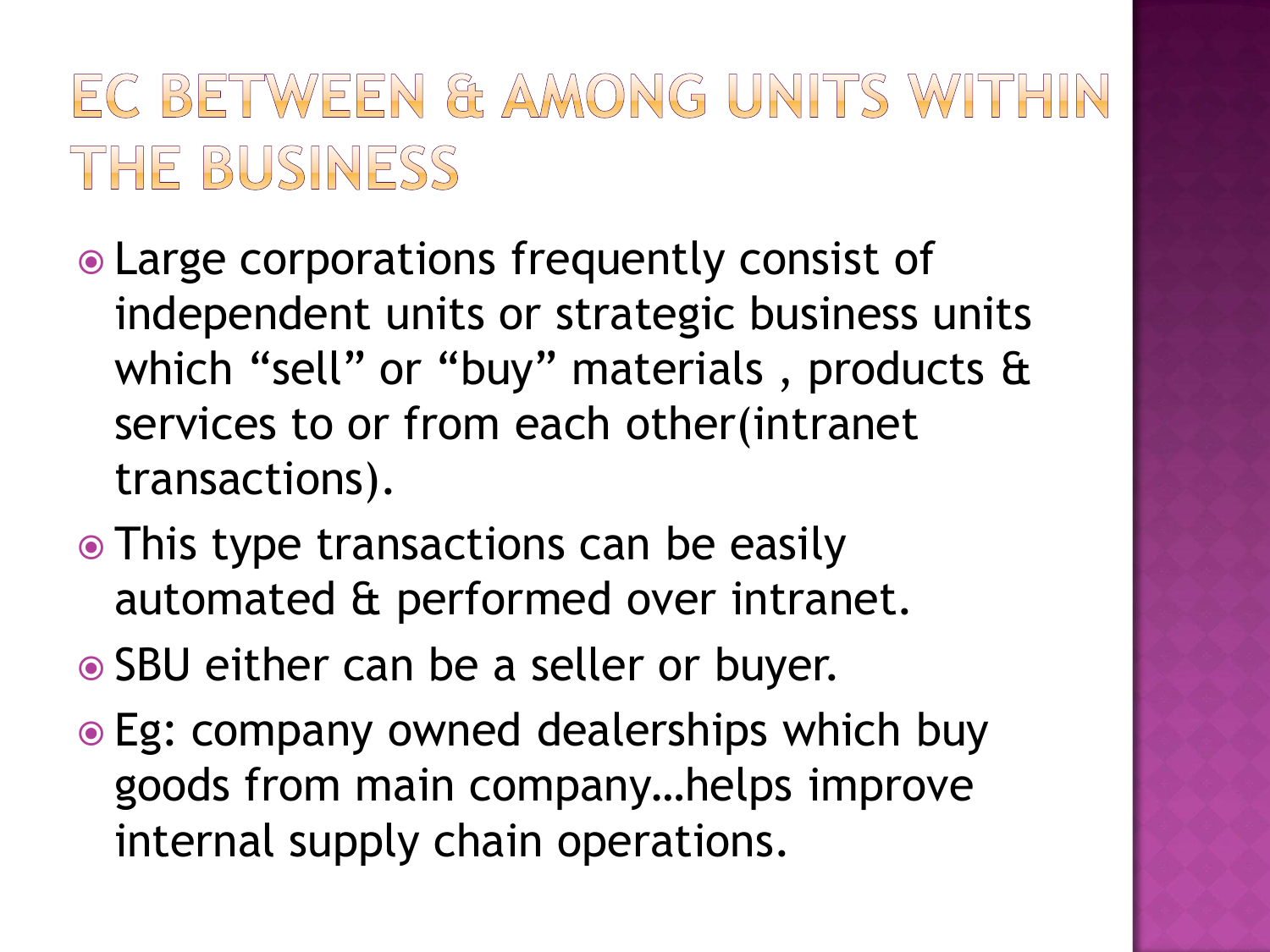# EC BETWEEN & AMONG UNITS WITHIN THE BUSINESS

- Large corporations frequently consist of independent units or strategic business units which “sell” or “buy” materials , products & services to or from each other(intranet transactions).
- This type transactions can be easily automated & performed over intranet.
- SBU either can be a seller or buyer.
- Eg: company owned dealerships which buy goods from main company…helps improve internal supply chain operations.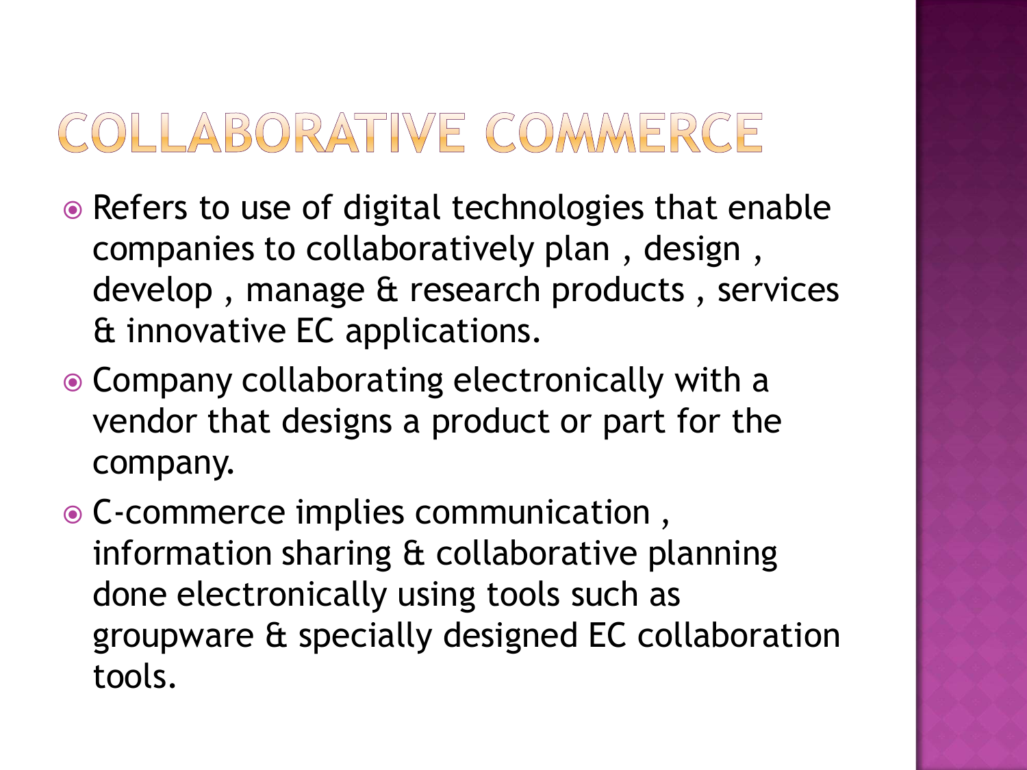# COLLABORATIVE COMMERCE

- Refers to use of digital technologies that enable companies to collaboratively plan , design , develop , manage & research products , services & innovative EC applications.
- Company collaborating electronically with a vendor that designs a product or part for the company.
- C-commerce implies communication , information sharing & collaborative planning done electronically using tools such as groupware & specially designed EC collaboration tools.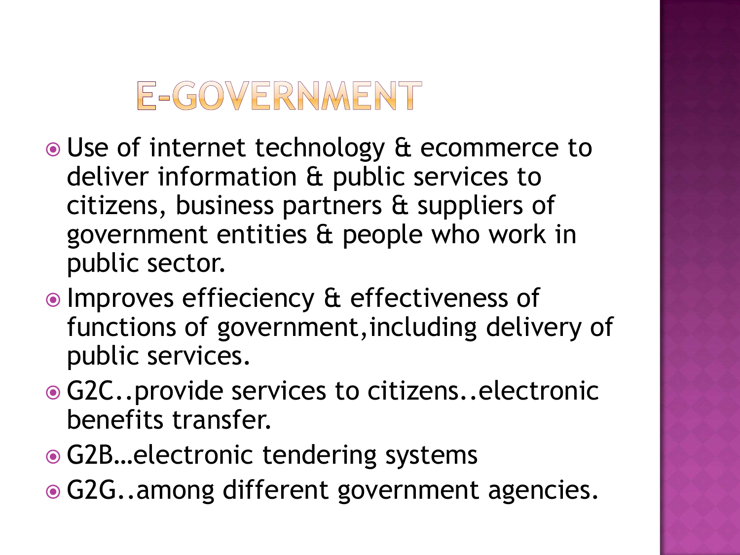# E-GOVERNMENT

- Use of internet technology & ecommerce to deliver information & public services to citizens, business partners & suppliers of government entities & people who work in public sector.
- Improves effieciency & effectiveness of functions of government,including delivery of public services.
- G2C..provide services to citizens..electronic benefits transfer.
- G2B…electronic tendering systems
- G2G..among different government agencies.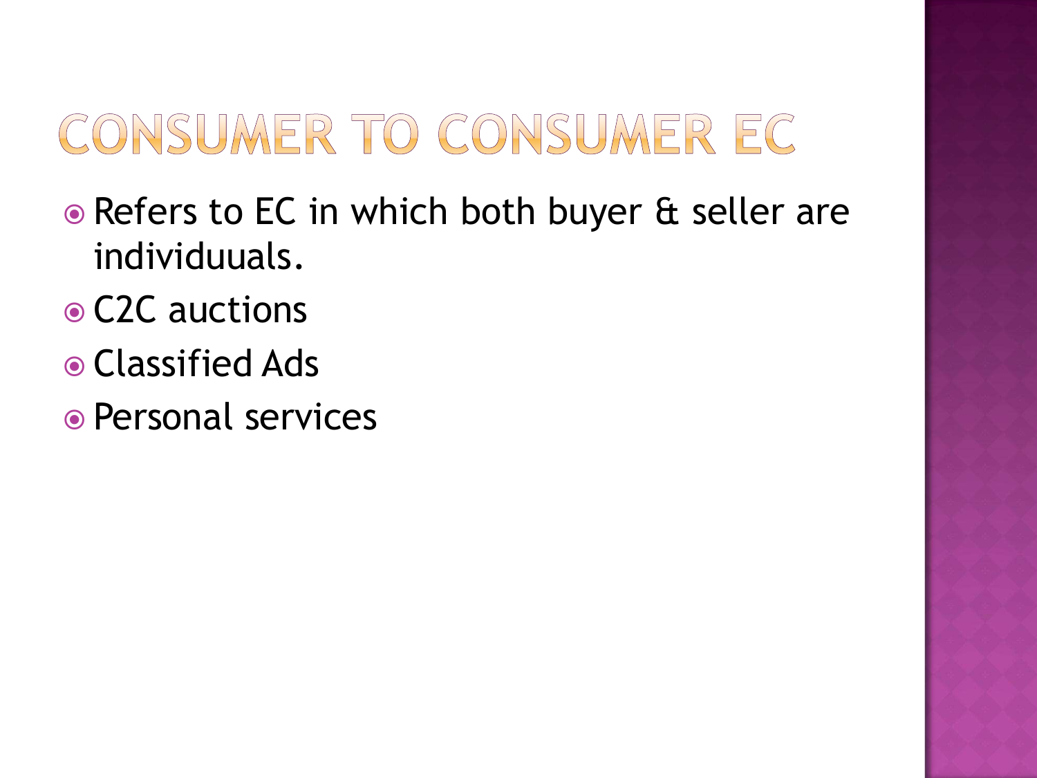# CONSUMER TO CONSUMER EC

- Refers to EC in which both buyer & seller are individuuals.
- C2C auctions
- Classified Ads
- Personal services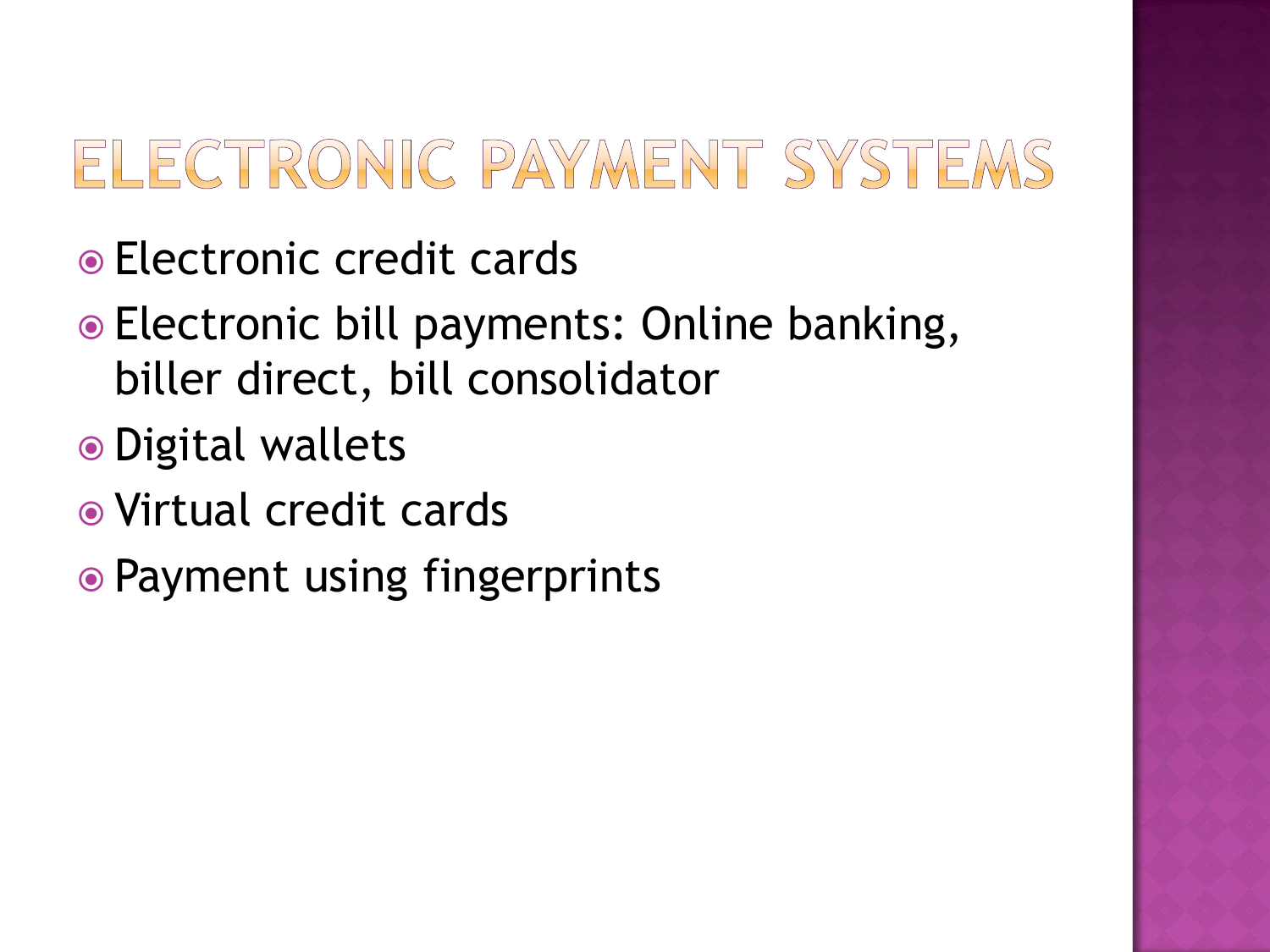# ELECTRONIC PAYMENT SYSTEMS

- Electronic credit cards
- Electronic bill payments: Online banking, biller direct, bill consolidator
- Digital wallets
- Virtual credit cards
- Payment using fingerprints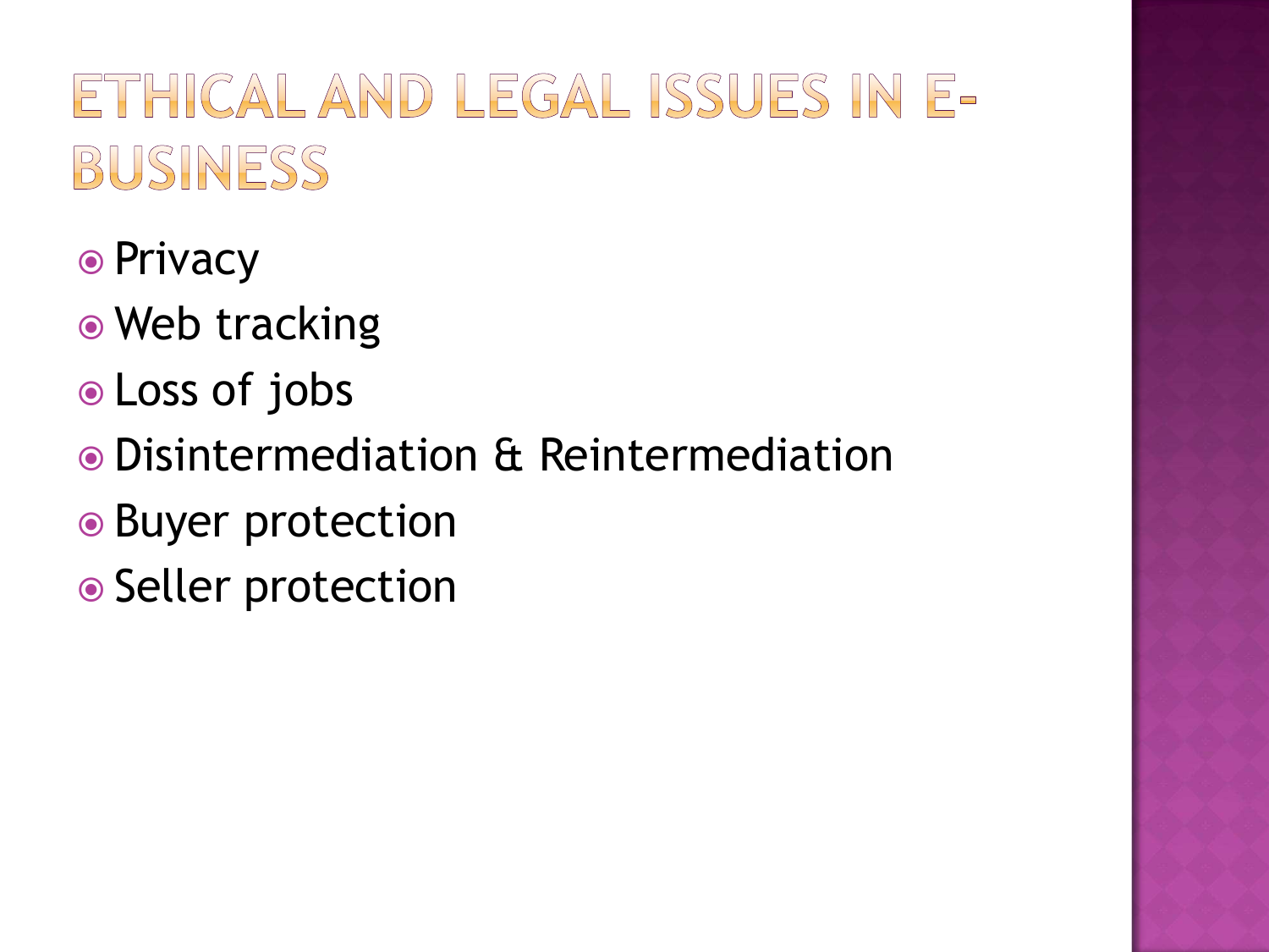# ETHICAL AND LEGAL ISSUES IN E-BUSINESS

- Privacy
- Web tracking
- Loss of jobs
- Disintermediation & Reintermediation
- Buyer protection
- Seller protection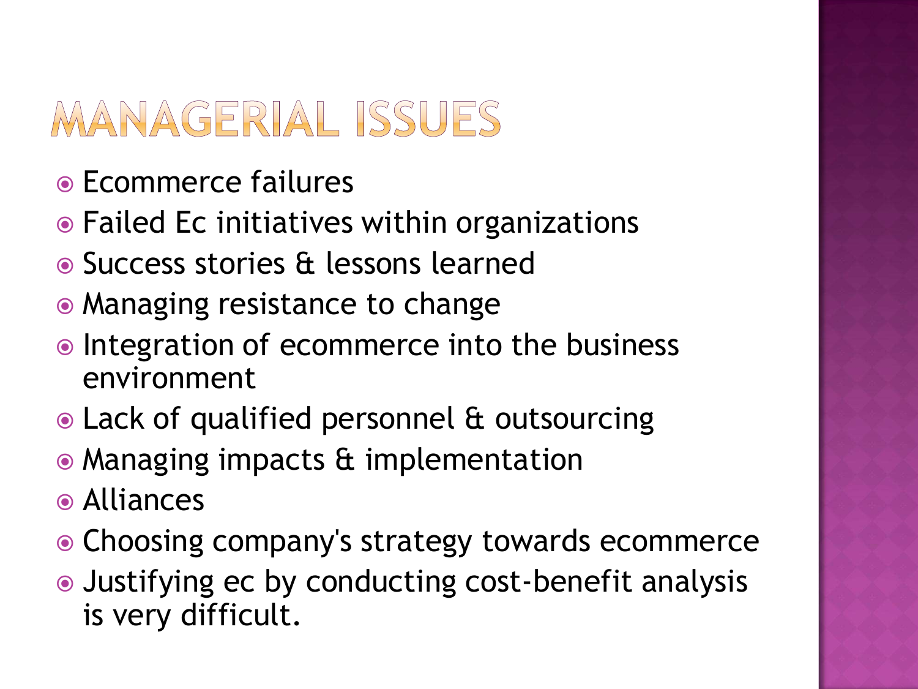# MANAGERIAL ISSUES

- Ecommerce failures
- Failed Ec initiatives within organizations
- Success stories & lessons learned
- Managing resistance to change
- Integration of ecommerce into the business environment
- Lack of qualified personnel & outsourcing
- Managing impacts & implementation
- Alliances
- Choosing company's strategy towards ecommerce
- Justifying ec by conducting cost-benefit analysis is very difficult.